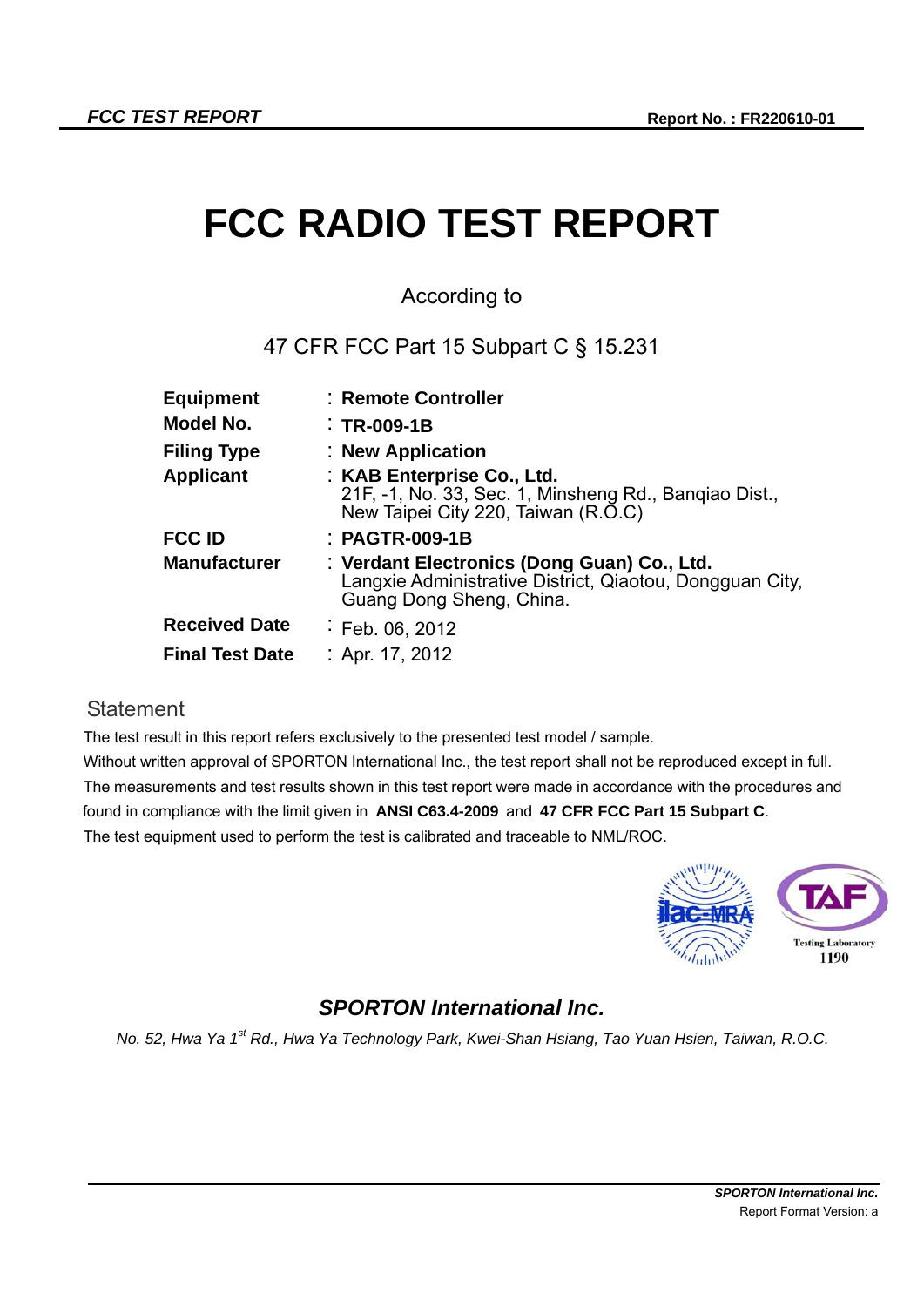# FCC RADIO TEST REPORT

According to

47 CFR FCC Part 15 Subpart C § 15.231

| | |
|---|---|
| **Equipment** | : **Remote Controller** |
| **Model No.** | : **TR-009-1B** |
| **Filing Type** | : **New Application** |
| **Applicant** | : **KAB Enterprise Co., Ltd.**<br>21F, -1, No. 33, Sec. 1, Minsheng Rd., Banqiao Dist., New Taipei City 220, Taiwan (R.O.C) |
| **FCC ID** | : **PAGTR-009-1B** |
| **Manufacturer** | : **Verdant Electronics (Dong Guan) Co., Ltd.**<br>Langxie Administrative District, Qiaotou, Dongguan City, Guang Dong Sheng, China. |
| **Received Date** | : Feb. 06, 2012 |
| **Final Test Date** | : Apr. 17, 2012 |

## Statement

The test result in this report refers exclusively to the presented test model / sample.

Without written approval of SPORTON International Inc., the test report shall not be reproduced except in full.

The measurements and test results shown in this test report were made in accordance with the procedures and found in compliance with the limit given in **ANSI C63.4-2009** and **47 CFR FCC Part 15 Subpart C**.

The test equipment used to perform the test is calibrated and traceable to NML/ROC.

Testing Laboratory 1190

***SPORTON International Inc.***

*No. 52, Hwa Ya 1st Rd., Hwa Ya Technology Park, Kwei-Shan Hsiang, Tao Yuan Hsien, Taiwan, R.O.C.*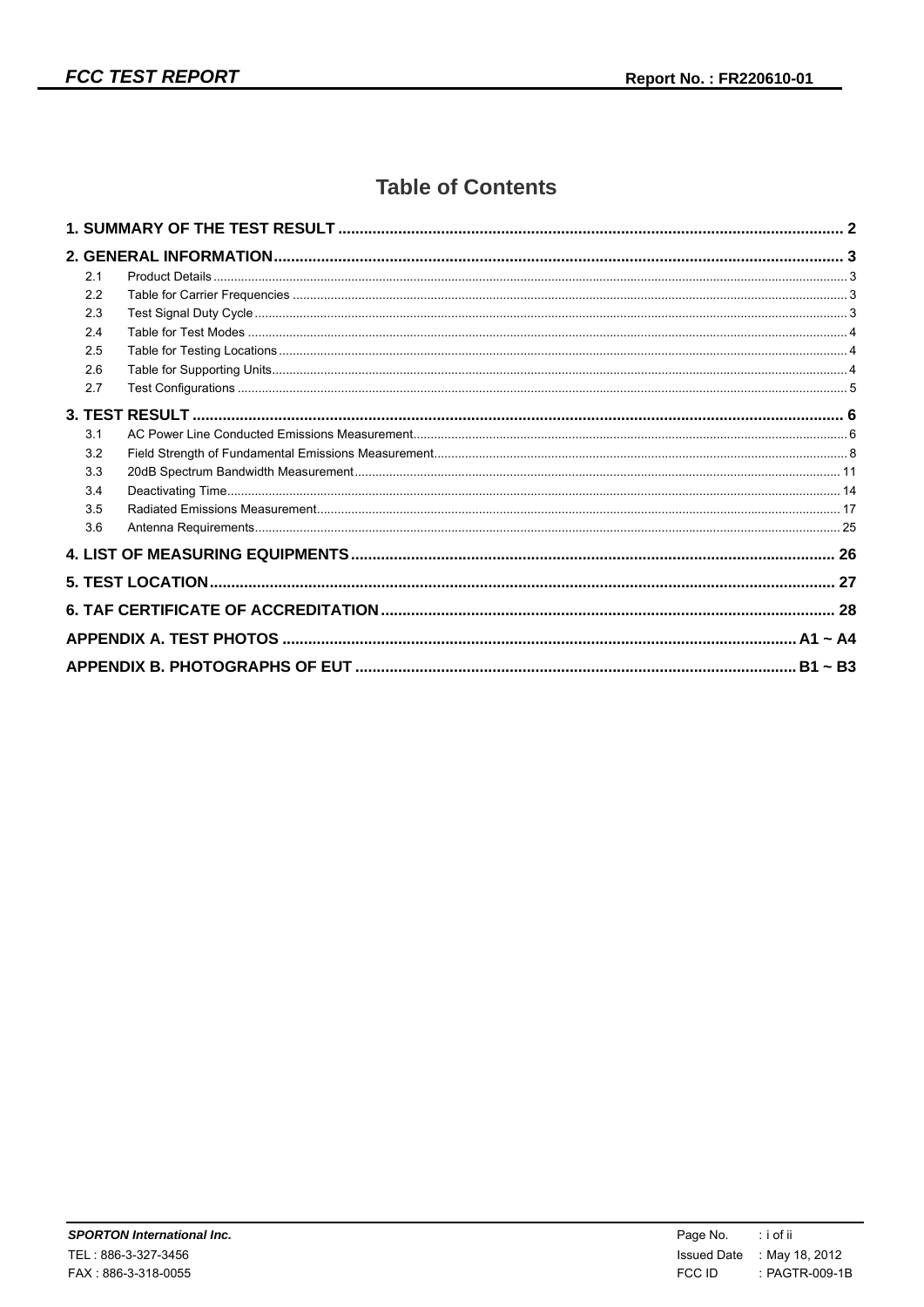# Table of Contents

**1. SUMMARY OF THE TEST RESULT** .......... 2

**2. GENERAL INFORMATION** .......... 3

- 2.1 Product Details .......... 3
- 2.2 Table for Carrier Frequencies .......... 3
- 2.3 Test Signal Duty Cycle .......... 3
- 2.4 Table for Test Modes .......... 4
- 2.5 Table for Testing Locations .......... 4
- 2.6 Table for Supporting Units .......... 4
- 2.7 Test Configurations .......... 5

**3. TEST RESULT** .......... 6

- 3.1 AC Power Line Conducted Emissions Measurement .......... 6
- 3.2 Field Strength of Fundamental Emissions Measurement .......... 8
- 3.3 20dB Spectrum Bandwidth Measurement .......... 11
- 3.4 Deactivating Time .......... 14
- 3.5 Radiated Emissions Measurement .......... 17
- 3.6 Antenna Requirements .......... 25

**4. LIST OF MEASURING EQUIPMENTS** .......... 26

**5. TEST LOCATION** .......... 27

**6. TAF CERTIFICATE OF ACCREDITATION** .......... 28

**APPENDIX A. TEST PHOTOS** .......... A1 ~ A4

**APPENDIX B. PHOTOGRAPHS OF EUT** .......... B1 ~ B3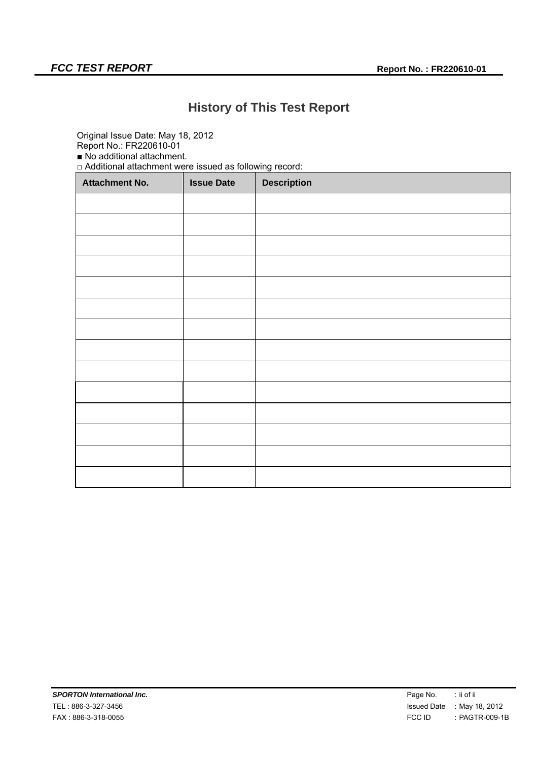# History of This Test Report

Original Issue Date: May 18, 2012
Report No.: FR220610-01
■ No additional attachment.
□ Additional attachment were issued as following record:

| Attachment No. | Issue Date | Description |
|---|---|---|
| | | |
| | | |
| | | |
| | | |
| | | |
| | | |
| | | |
| | | |
| | | |
| | | |
| | | |
| | | |
| | | |
| | | |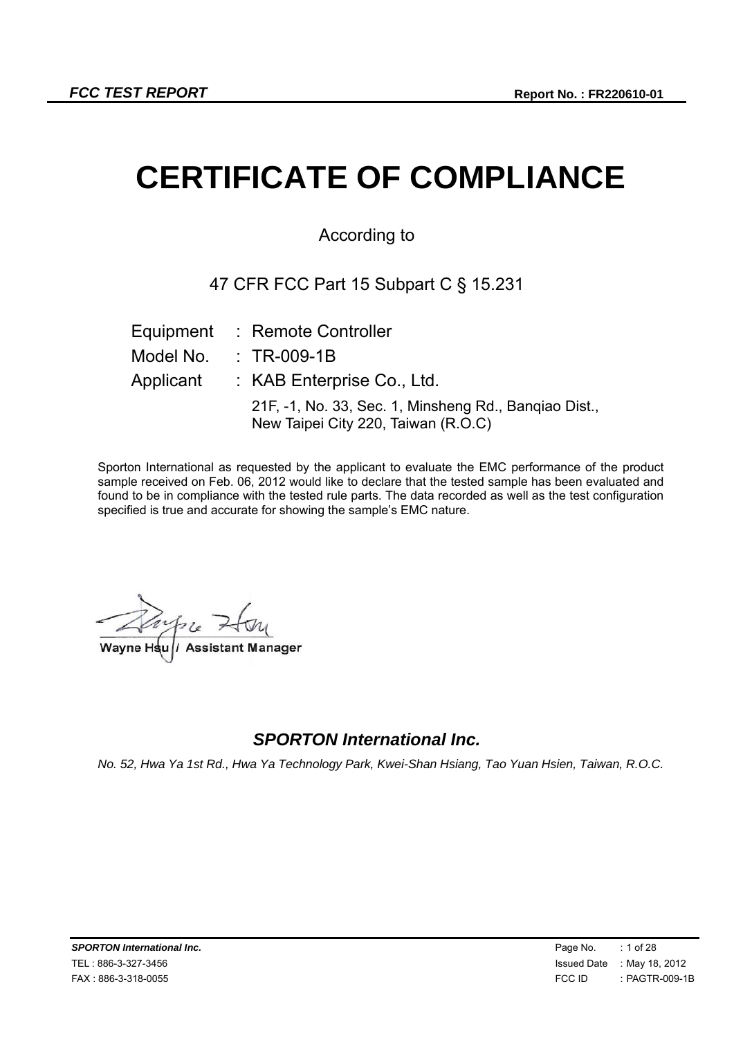# CERTIFICATE OF COMPLIANCE

According to

47 CFR FCC Part 15 Subpart C § 15.231

| | | |
|---|---|---|
| Equipment | : | Remote Controller |
| Model No. | : | TR-009-1B |
| Applicant | : | KAB Enterprise Co., Ltd. |
| | | 21F, -1, No. 33, Sec. 1, Minsheng Rd., Banqiao Dist., New Taipei City 220, Taiwan (R.O.C) |

Sporton International as requested by the applicant to evaluate the EMC performance of the product sample received on Feb. 06, 2012 would like to declare that the tested sample has been evaluated and found to be in compliance with the tested rule parts. The data recorded as well as the test configuration specified is true and accurate for showing the sample's EMC nature.

Wayne Hsu / Assistant Manager

***SPORTON International Inc.***

*No. 52, Hwa Ya 1st Rd., Hwa Ya Technology Park, Kwei-Shan Hsiang, Tao Yuan Hsien, Taiwan, R.O.C.*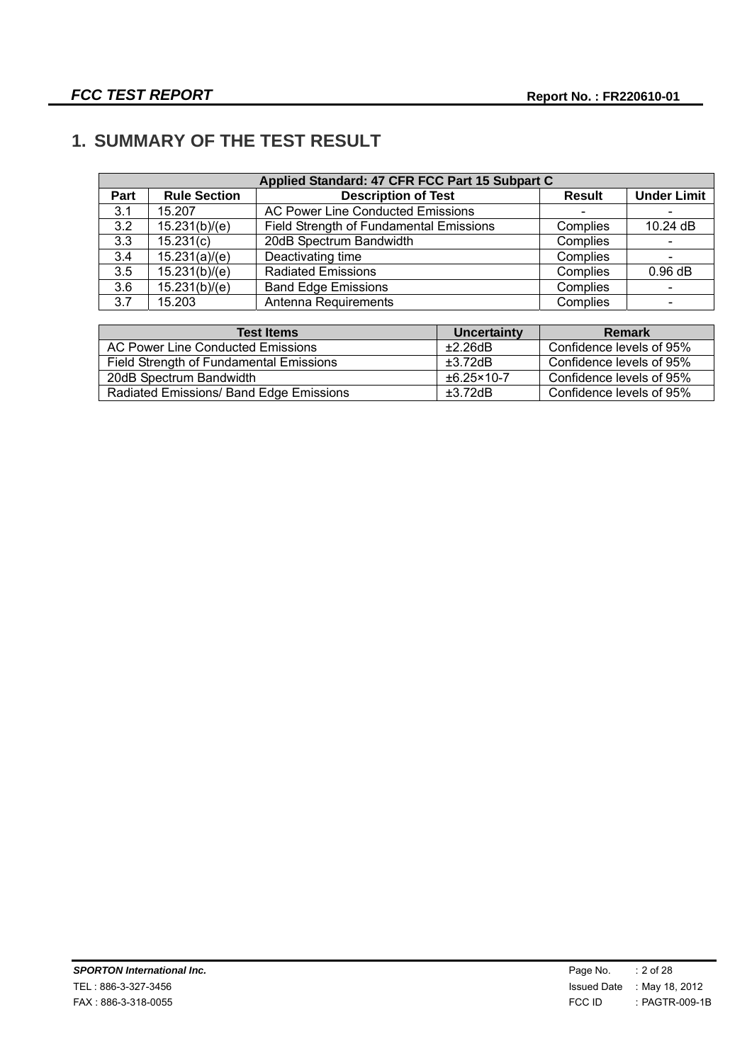# 1. SUMMARY OF THE TEST RESULT

| Applied Standard: 47 CFR FCC Part 15 Subpart C | | | | |
|---|---|---|---|---|
| **Part** | **Rule Section** | **Description of Test** | **Result** | **Under Limit** |
| 3.1 | 15.207 | AC Power Line Conducted Emissions | - | - |
| 3.2 | 15.231(b)/(e) | Field Strength of Fundamental Emissions | Complies | 10.24 dB |
| 3.3 | 15.231(c) | 20dB Spectrum Bandwidth | Complies | - |
| 3.4 | 15.231(a)/(e) | Deactivating time | Complies | - |
| 3.5 | 15.231(b)/(e) | Radiated Emissions | Complies | 0.96 dB |
| 3.6 | 15.231(b)/(e) | Band Edge Emissions | Complies | - |
| 3.7 | 15.203 | Antenna Requirements | Complies | - |

| Test Items | Uncertainty | Remark |
|---|---|---|
| AC Power Line Conducted Emissions | ±2.26dB | Confidence levels of 95% |
| Field Strength of Fundamental Emissions | ±3.72dB | Confidence levels of 95% |
| 20dB Spectrum Bandwidth | $\pm 6.25\times10^{-7}$ | Confidence levels of 95% |
| Radiated Emissions/ Band Edge Emissions | ±3.72dB | Confidence levels of 95% |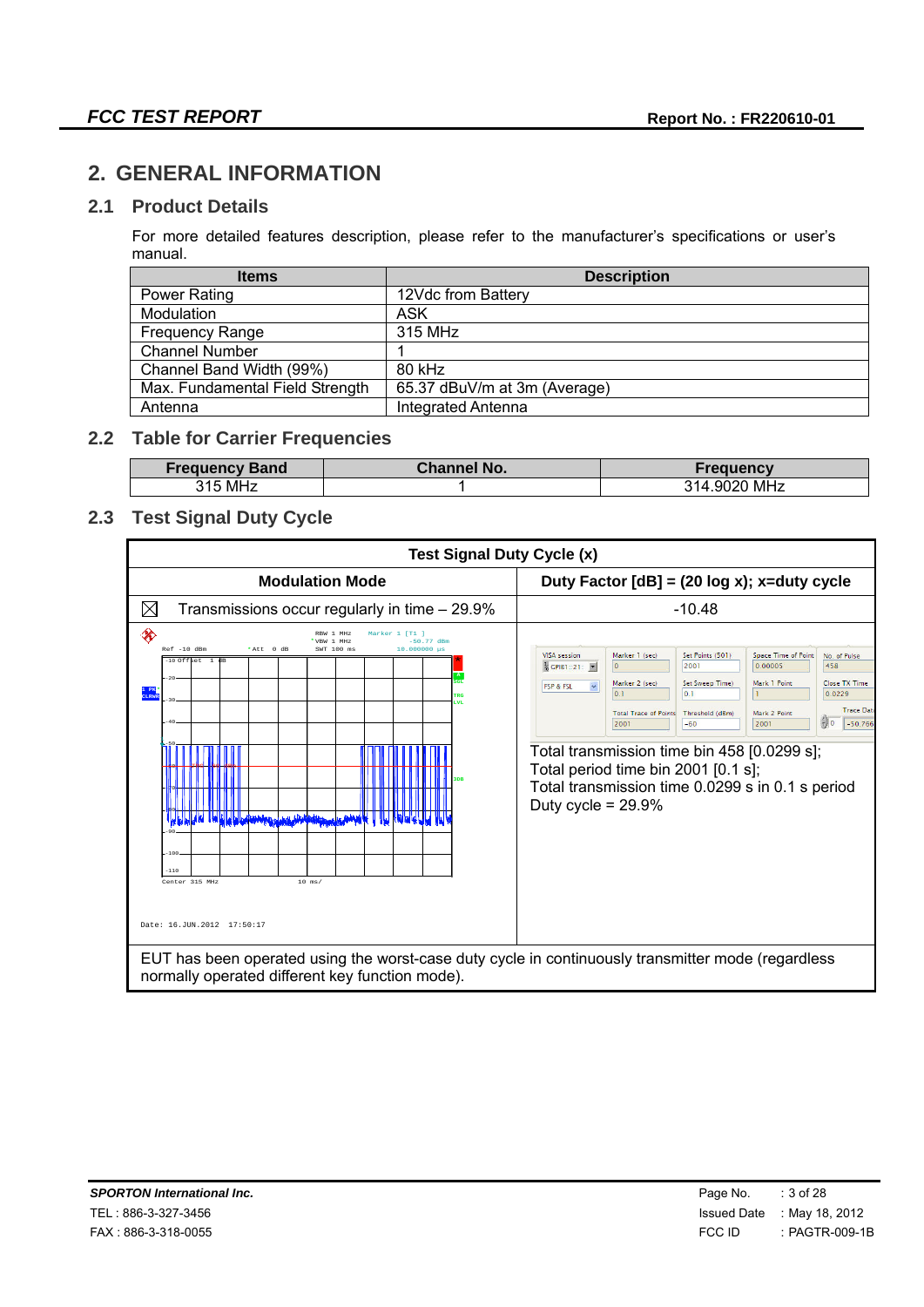# 2. GENERAL INFORMATION

## 2.1 Product Details

For more detailed features description, please refer to the manufacturer's specifications or user's manual.

| Items | Description |
|---|---|
| Power Rating | 12Vdc from Battery |
| Modulation | ASK |
| Frequency Range | 315 MHz |
| Channel Number | 1 |
| Channel Band Width (99%) | 80 kHz |
| Max. Fundamental Field Strength | 65.37 dBuV/m at 3m (Average) |
| Antenna | Integrated Antenna |

## 2.2 Table for Carrier Frequencies

| Frequency Band | Channel No. | Frequency |
|---|---|---|
| 315 MHz | 1 | 314.9020 MHz |

## 2.3 Test Signal Duty Cycle

| Test Signal Duty Cycle (x) | |
|---|---|
| **Modulation Mode** | **Duty Factor [dB] = (20 log x); x=duty cycle** |
| ☒ Transmissions occur regularly in time – 29.9% | -10.48 |
| Date: 16.JUN.2012 17:50:17 | Total transmission time bin 458 [0.0299 s]; Total period time bin 2001 [0.1 s]; Total transmission time 0.0299 s in 0.1 s period Duty cycle = 29.9% |

EUT has been operated using the worst-case duty cycle in continuously transmitter mode (regardless normally operated different key function mode).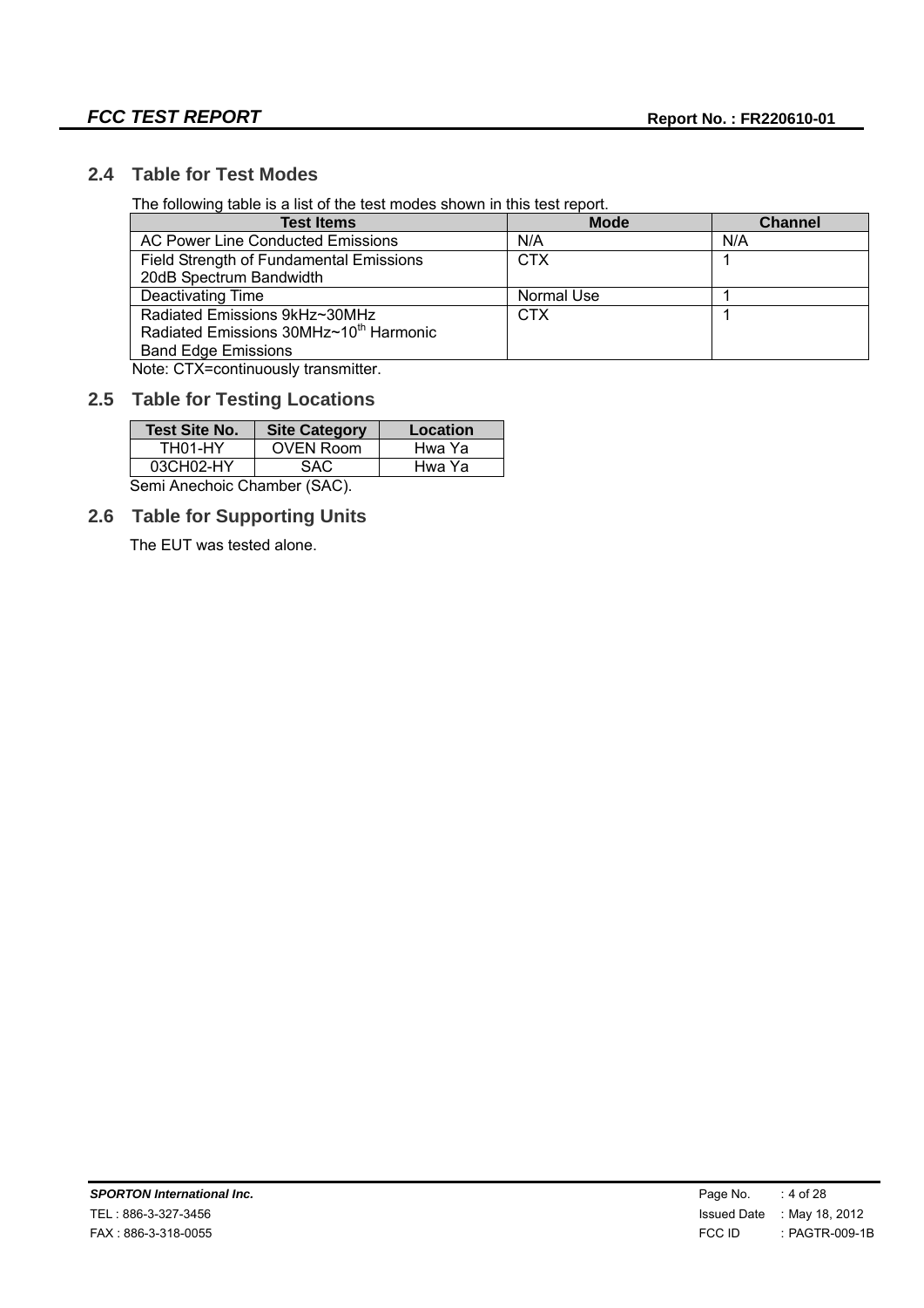## 2.4 Table for Test Modes

The following table is a list of the test modes shown in this test report.

| Test Items | Mode | Channel |
| --- | --- | --- |
| AC Power Line Conducted Emissions | N/A | N/A |
| Field Strength of Fundamental Emissions<br>20dB Spectrum Bandwidth | CTX | 1 |
| Deactivating Time | Normal Use | 1 |
| Radiated Emissions 9kHz~30MHz<br>Radiated Emissions 30MHz~10$^{th}$ Harmonic<br>Band Edge Emissions | CTX | 1 |

Note: CTX=continuously transmitter.

## 2.5 Table for Testing Locations

| Test Site No. | Site Category | Location |
| --- | --- | --- |
| TH01-HY | OVEN Room | Hwa Ya |
| 03CH02-HY | SAC | Hwa Ya |

Semi Anechoic Chamber (SAC).

## 2.6 Table for Supporting Units

The EUT was tested alone.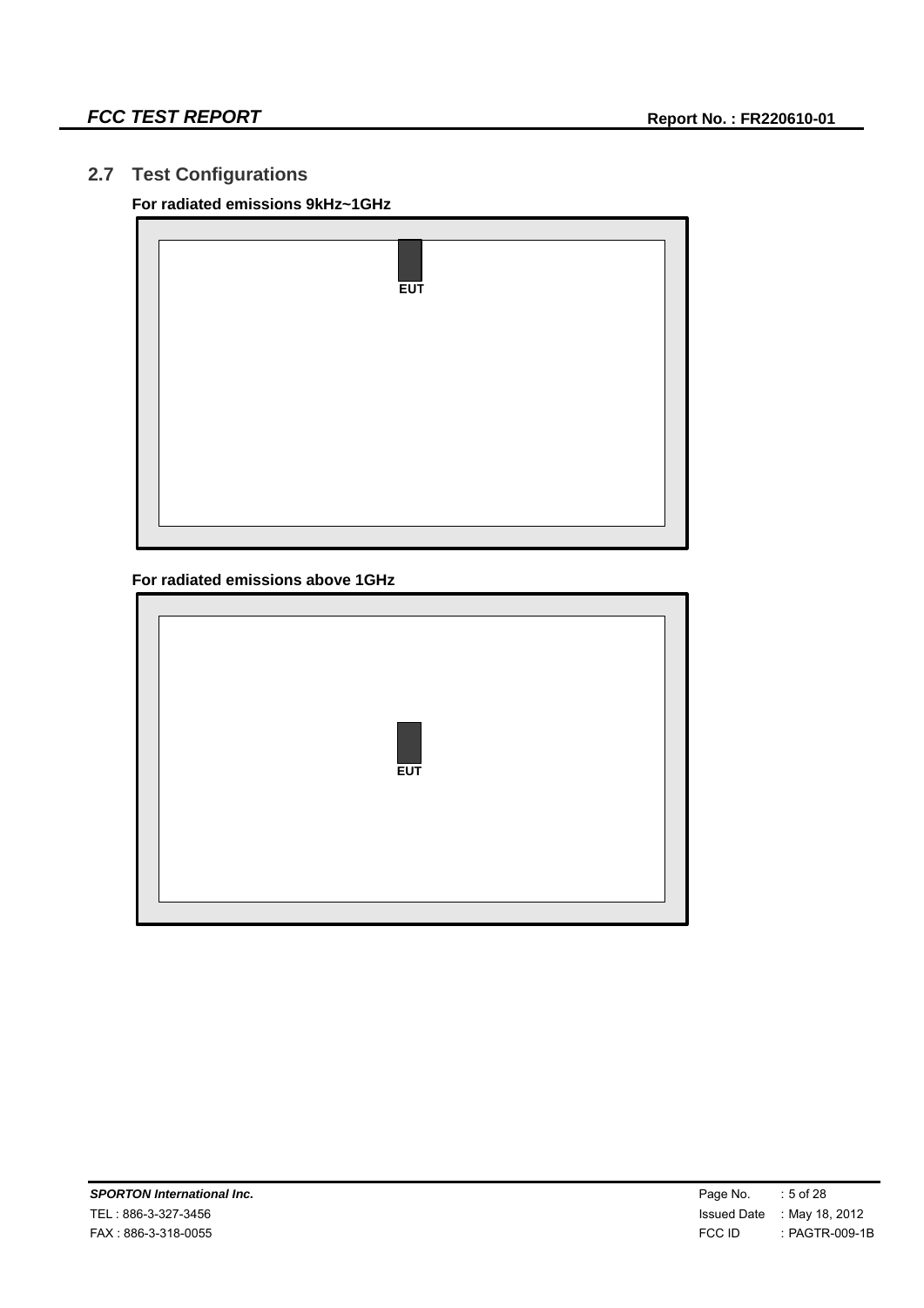## 2.7 Test Configurations

**For radiated emissions 9kHz~1GHz**

EUT

**For radiated emissions above 1GHz**

EUT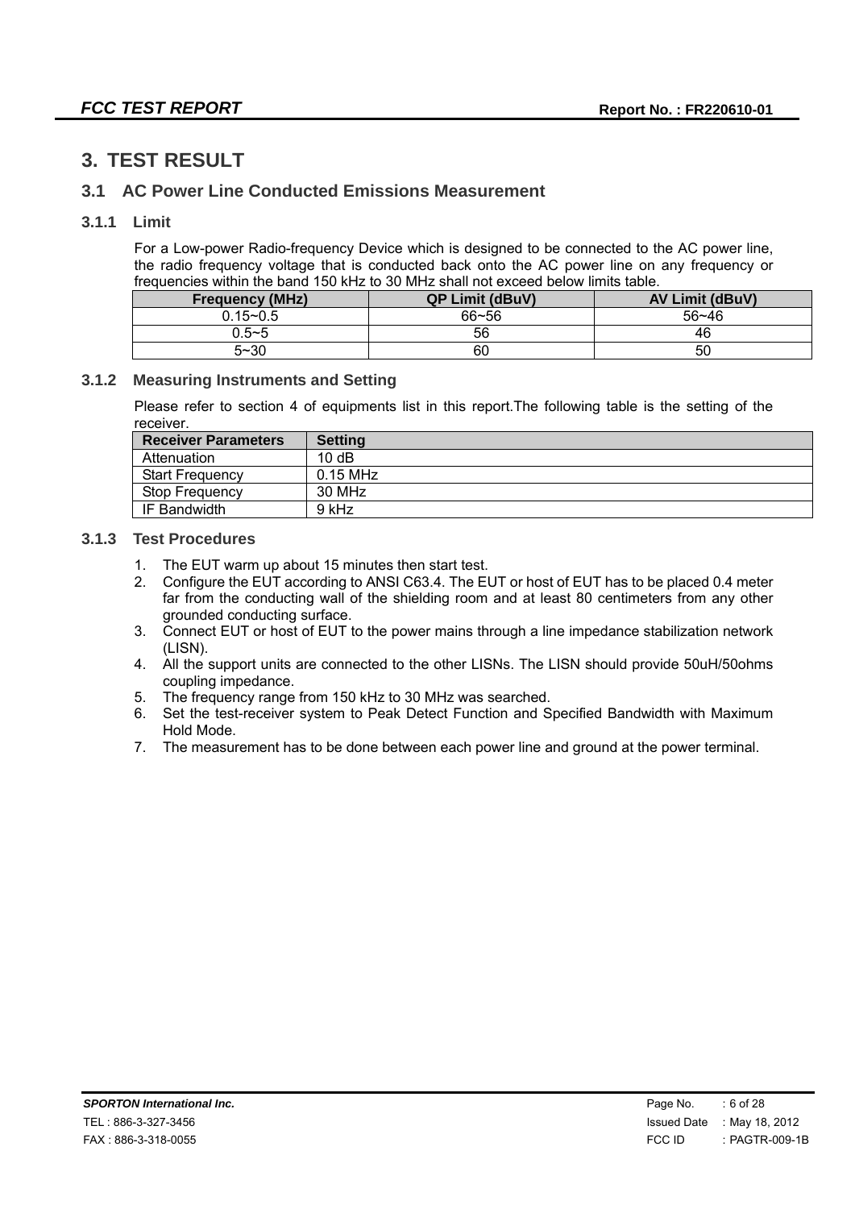# 3. TEST RESULT

## 3.1 AC Power Line Conducted Emissions Measurement

### 3.1.1 Limit

For a Low-power Radio-frequency Device which is designed to be connected to the AC power line, the radio frequency voltage that is conducted back onto the AC power line on any frequency or frequencies within the band 150 kHz to 30 MHz shall not exceed below limits table.

| Frequency (MHz) | QP Limit (dBuV) | AV Limit (dBuV) |
|---|---|---|
| 0.15~0.5 | 66~56 | 56~46 |
| 0.5~5 | 56 | 46 |
| 5~30 | 60 | 50 |

### 3.1.2 Measuring Instruments and Setting

Please refer to section 4 of equipments list in this report.The following table is the setting of the receiver.

| Receiver Parameters | Setting |
|---|---|
| Attenuation | 10 dB |
| Start Frequency | 0.15 MHz |
| Stop Frequency | 30 MHz |
| IF Bandwidth | 9 kHz |

### 3.1.3 Test Procedures

1. The EUT warm up about 15 minutes then start test.
2. Configure the EUT according to ANSI C63.4. The EUT or host of EUT has to be placed 0.4 meter far from the conducting wall of the shielding room and at least 80 centimeters from any other grounded conducting surface.
3. Connect EUT or host of EUT to the power mains through a line impedance stabilization network (LISN).
4. All the support units are connected to the other LISNs. The LISN should provide 50uH/50ohms coupling impedance.
5. The frequency range from 150 kHz to 30 MHz was searched.
6. Set the test-receiver system to Peak Detect Function and Specified Bandwidth with Maximum Hold Mode.
7. The measurement has to be done between each power line and ground at the power terminal.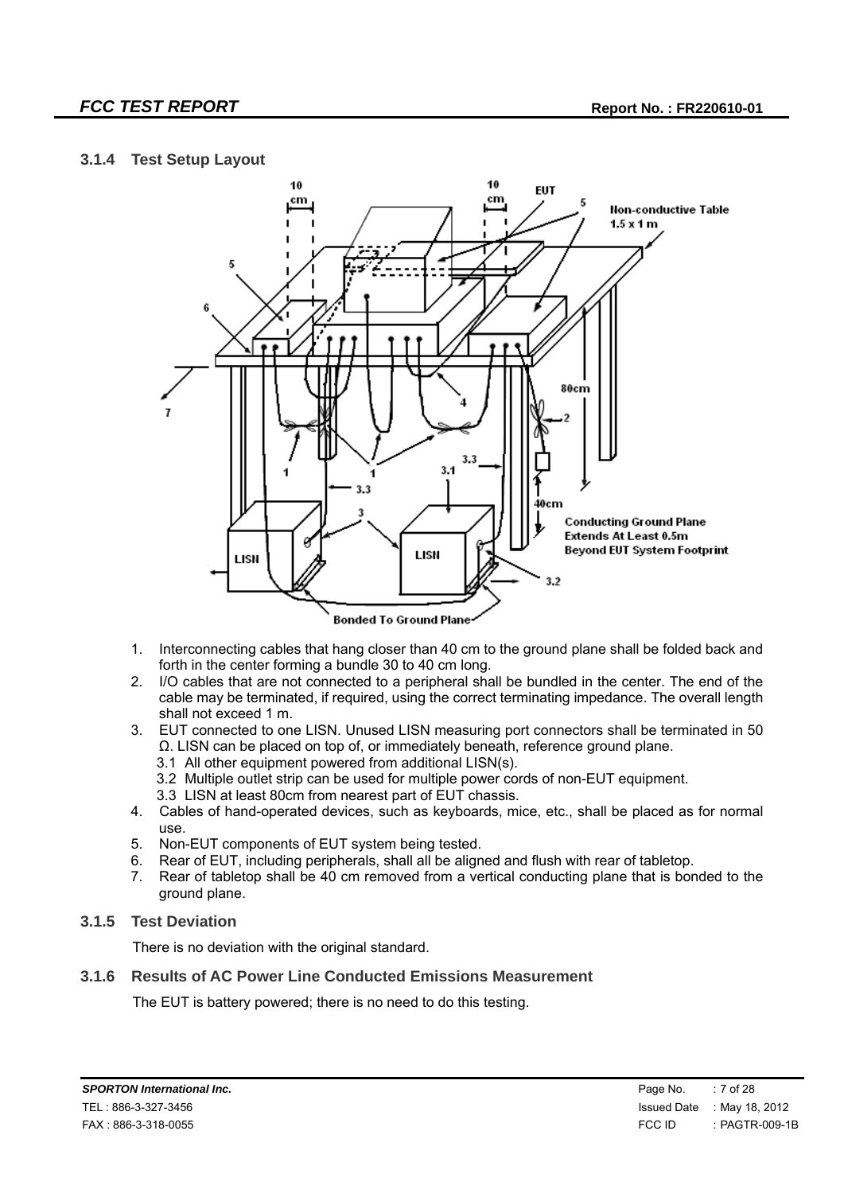### 3.1.4 Test Setup Layout

1. Interconnecting cables that hang closer than 40 cm to the ground plane shall be folded back and forth in the center forming a bundle 30 to 40 cm long.
2. I/O cables that are not connected to a peripheral shall be bundled in the center. The end of the cable may be terminated, if required, using the correct terminating impedance. The overall length shall not exceed 1 m.
3. EUT connected to one LISN. Unused LISN measuring port connectors shall be terminated in 50 Ω. LISN can be placed on top of, or immediately beneath, reference ground plane.
   - 3.1 All other equipment powered from additional LISN(s).
   - 3.2 Multiple outlet strip can be used for multiple power cords of non-EUT equipment.
   - 3.3 LISN at least 80cm from nearest part of EUT chassis.
4. Cables of hand-operated devices, such as keyboards, mice, etc., shall be placed as for normal use.
5. Non-EUT components of EUT system being tested.
6. Rear of EUT, including peripherals, shall all be aligned and flush with rear of tabletop.
7. Rear of tabletop shall be 40 cm removed from a vertical conducting plane that is bonded to the ground plane.

### 3.1.5 Test Deviation

There is no deviation with the original standard.

### 3.1.6 Results of AC Power Line Conducted Emissions Measurement

The EUT is battery powered; there is no need to do this testing.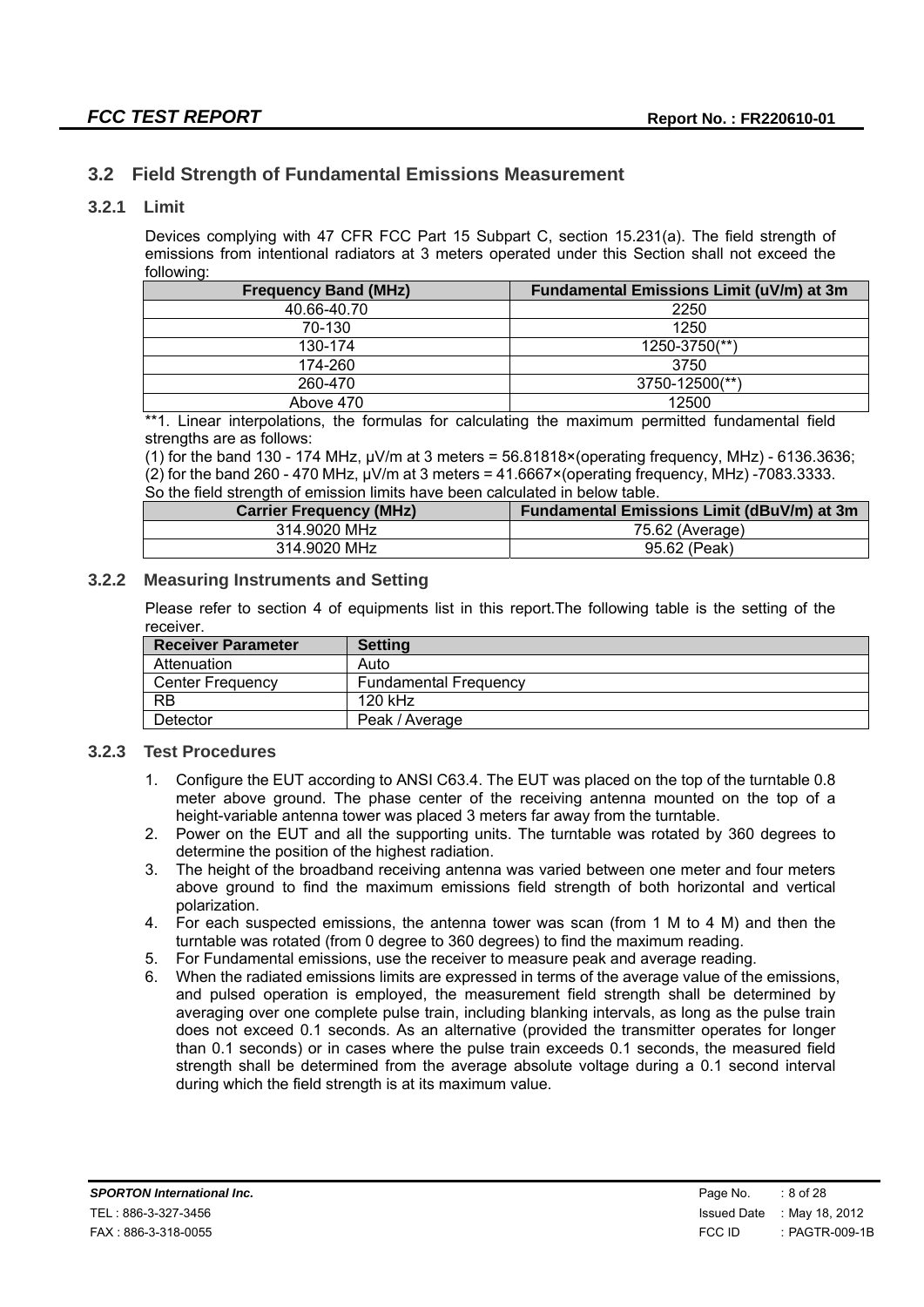## 3.2 Field Strength of Fundamental Emissions Measurement

### 3.2.1 Limit

Devices complying with 47 CFR FCC Part 15 Subpart C, section 15.231(a). The field strength of emissions from intentional radiators at 3 meters operated under this Section shall not exceed the following:

| Frequency Band (MHz) | Fundamental Emissions Limit (uV/m) at 3m |
|---|---|
| 40.66-40.70 | 2250 |
| 70-130 | 1250 |
| 130-174 | 1250-3750(**) |
| 174-260 | 3750 |
| 260-470 | 3750-12500(**) |
| Above 470 | 12500 |

**1. Linear interpolations, the formulas for calculating the maximum permitted fundamental field strengths are as follows:

(1) for the band 130 - 174 MHz, μV/m at 3 meters = 56.81818×(operating frequency, MHz) - 6136.3636;
(2) for the band 260 - 470 MHz, μV/m at 3 meters = 41.6667×(operating frequency, MHz) -7083.3333.
So the field strength of emission limits have been calculated in below table.

| Carrier Frequency (MHz) | Fundamental Emissions Limit (dBuV/m) at 3m |
|---|---|
| 314.9020 MHz | 75.62 (Average) |
| 314.9020 MHz | 95.62 (Peak) |

### 3.2.2 Measuring Instruments and Setting

Please refer to section 4 of equipments list in this report.The following table is the setting of the receiver.

| Receiver Parameter | Setting |
|---|---|
| Attenuation | Auto |
| Center Frequency | Fundamental Frequency |
| RB | 120 kHz |
| Detector | Peak / Average |

### 3.2.3 Test Procedures

1. Configure the EUT according to ANSI C63.4. The EUT was placed on the top of the turntable 0.8 meter above ground. The phase center of the receiving antenna mounted on the top of a height-variable antenna tower was placed 3 meters far away from the turntable.
2. Power on the EUT and all the supporting units. The turntable was rotated by 360 degrees to determine the position of the highest radiation.
3. The height of the broadband receiving antenna was varied between one meter and four meters above ground to find the maximum emissions field strength of both horizontal and vertical polarization.
4. For each suspected emissions, the antenna tower was scan (from 1 M to 4 M) and then the turntable was rotated (from 0 degree to 360 degrees) to find the maximum reading.
5. For Fundamental emissions, use the receiver to measure peak and average reading.
6. When the radiated emissions limits are expressed in terms of the average value of the emissions, and pulsed operation is employed, the measurement field strength shall be determined by averaging over one complete pulse train, including blanking intervals, as long as the pulse train does not exceed 0.1 seconds. As an alternative (provided the transmitter operates for longer than 0.1 seconds) or in cases where the pulse train exceeds 0.1 seconds, the measured field strength shall be determined from the average absolute voltage during a 0.1 second interval during which the field strength is at its maximum value.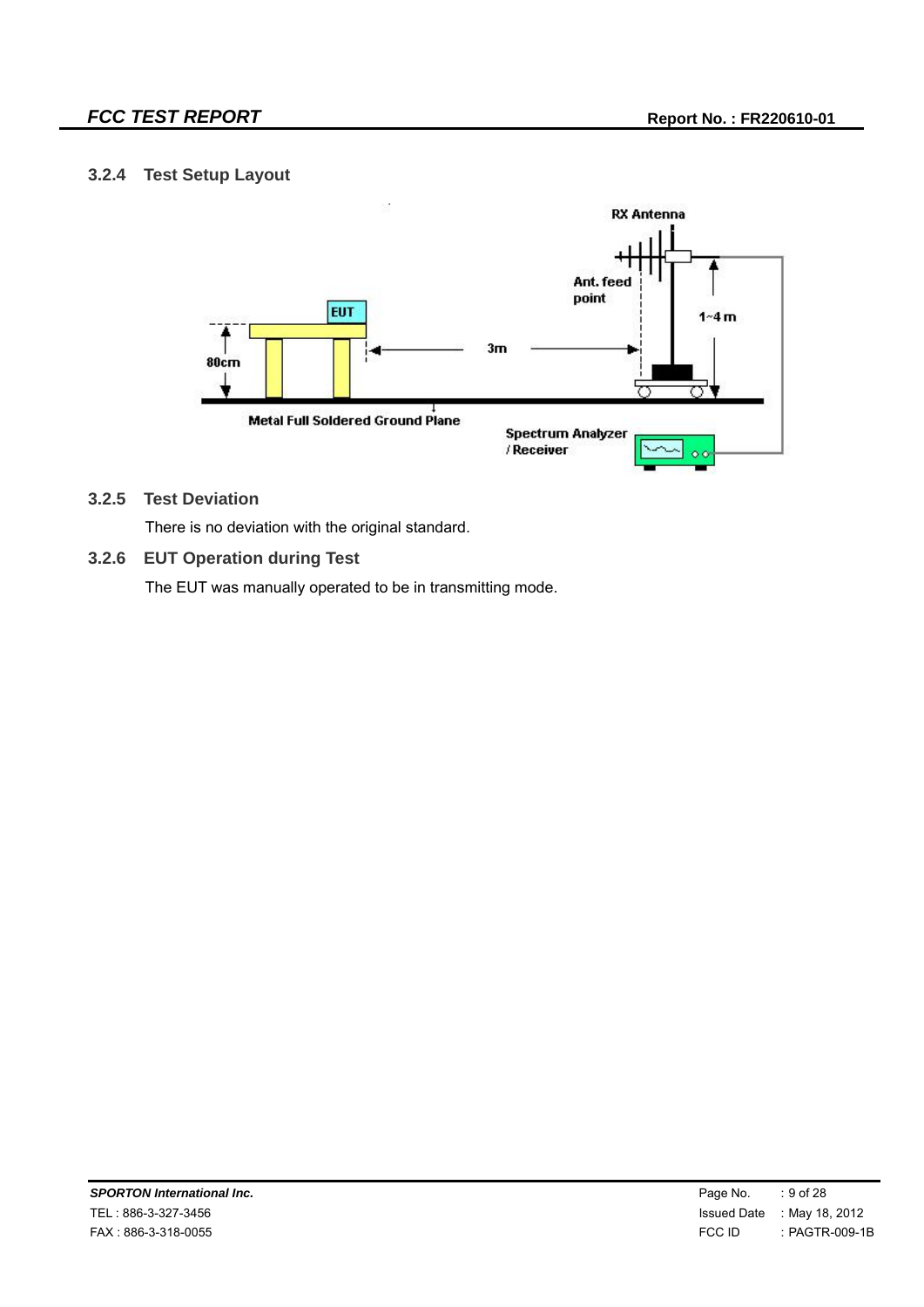### 3.2.4 Test Setup Layout

### 3.2.5 Test Deviation

There is no deviation with the original standard.

### 3.2.6 EUT Operation during Test

The EUT was manually operated to be in transmitting mode.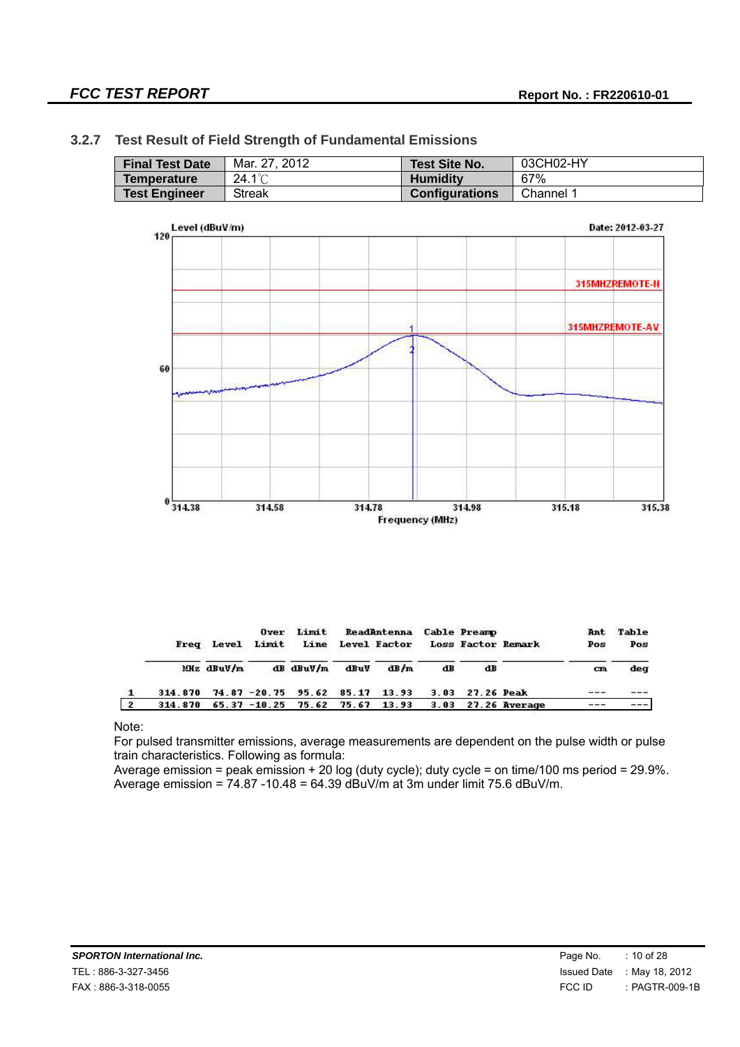### 3.2.7 Test Result of Field Strength of Fundamental Emissions

| Final Test Date | Mar. 27, 2012 | Test Site No. | 03CH02-HY |
|---|---|---|---|
| Temperature | 24.1℃ | Humidity | 67% |
| Test Engineer | Streak | Configurations | Channel 1 |

|   | Freq | Level | Over Limit | Limit Line | Read Level | Antenna Factor | Cable Loss | Preamp Factor | Remark | Ant Pos | Table Pos |
|---|---|---|---|---|---|---|---|---|---|---|---|
|   | MHz | dBuV/m | dB | dBuV/m | dBuV | dB/m | dB | dB |  | cm | deg |
| 1 | 314.870 | 74.87 | -20.75 | 95.62 | 85.17 | 13.93 | 3.03 | 27.26 | Peak | --- | --- |
| 2 | 314.870 | 65.37 | -10.25 | 75.62 | 75.67 | 13.93 | 3.03 | 27.26 | Average | --- | --- |

Note:
For pulsed transmitter emissions, average measurements are dependent on the pulse width or pulse train characteristics. Following as formula:
Average emission = peak emission + 20 log (duty cycle); duty cycle = on time/100 ms period = 29.9%.
Average emission = 74.87 -10.48 = 64.39 dBuV/m at 3m under limit 75.6 dBuV/m.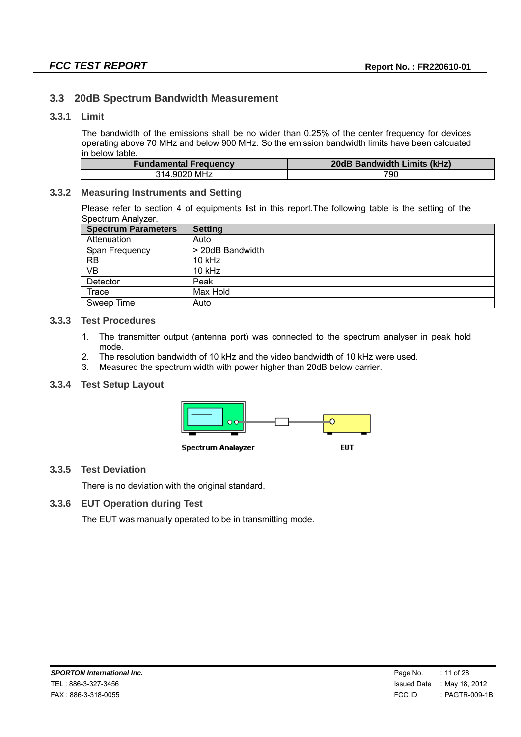## 3.3 20dB Spectrum Bandwidth Measurement

### 3.3.1 Limit

The bandwidth of the emissions shall be no wider than 0.25% of the center frequency for devices operating above 70 MHz and below 900 MHz. So the emission bandwidth limits have been calcuated in below table.

| Fundamental Frequency | 20dB Bandwidth Limits (kHz) |
|---|---|
| 314.9020 MHz | 790 |

### 3.3.2 Measuring Instruments and Setting

Please refer to section 4 of equipments list in this report.The following table is the setting of the Spectrum Analyzer.

| Spectrum Parameters | Setting |
|---|---|
| Attenuation | Auto |
| Span Frequency | > 20dB Bandwidth |
| RB | 10 kHz |
| VB | 10 kHz |
| Detector | Peak |
| Trace | Max Hold |
| Sweep Time | Auto |

### 3.3.3 Test Procedures

1. The transmitter output (antenna port) was connected to the spectrum analyser in peak hold mode.
2. The resolution bandwidth of 10 kHz and the video bandwidth of 10 kHz were used.
3. Measured the spectrum width with power higher than 20dB below carrier.

### 3.3.4 Test Setup Layout

Spectrum Analayzer EUT

### 3.3.5 Test Deviation

There is no deviation with the original standard.

### 3.3.6 EUT Operation during Test

The EUT was manually operated to be in transmitting mode.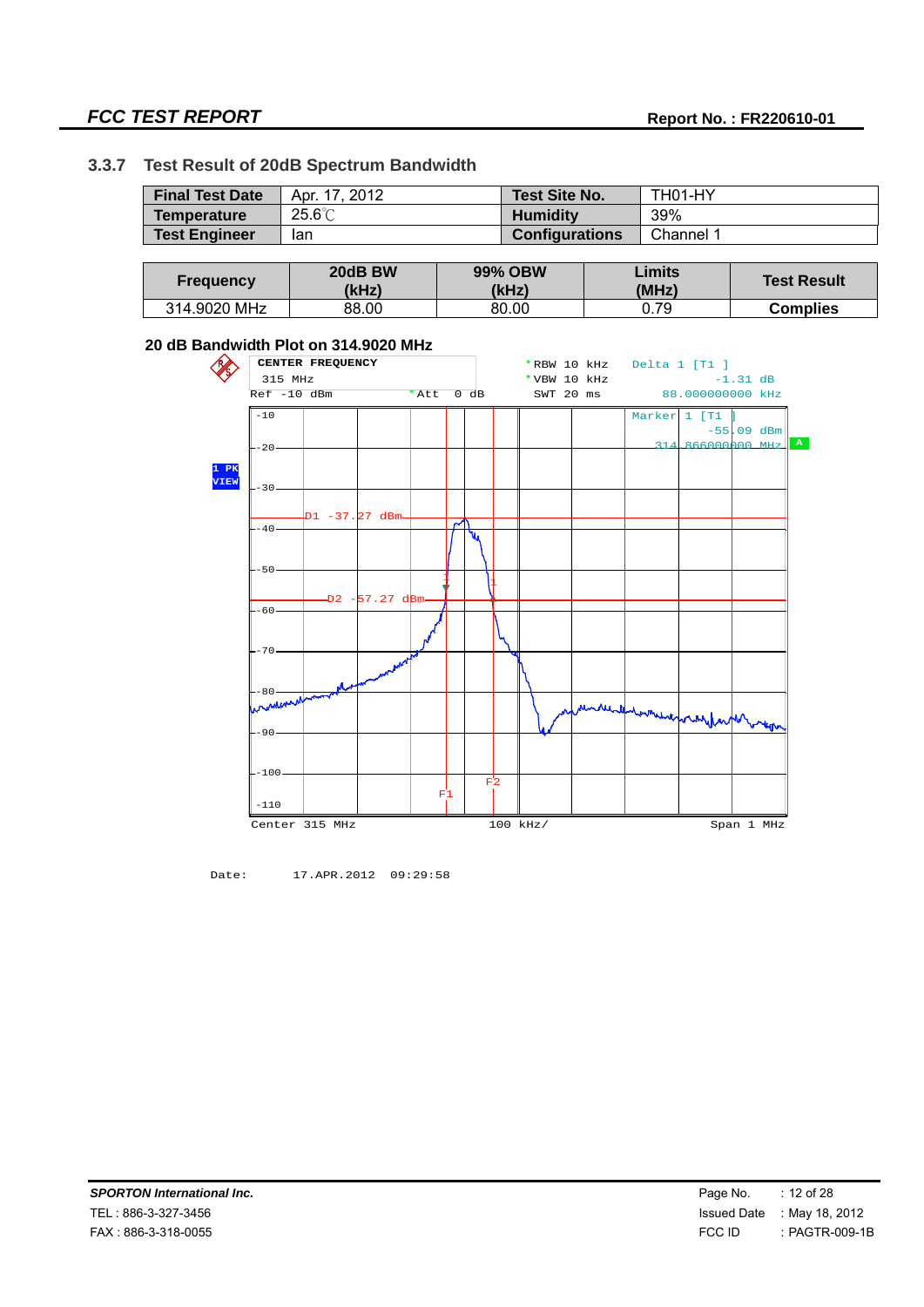### 3.3.7 Test Result of 20dB Spectrum Bandwidth

| Final Test Date | Apr. 17, 2012 | Test Site No. | TH01-HY |
|---|---|---|---|
| Temperature | 25.6℃ | Humidity | 39% |
| Test Engineer | Ian | Configurations | Channel 1 |

| Frequency | 20dB BW (kHz) | 99% OBW (kHz) | Limits (MHz) | Test Result |
|---|---|---|---|---|
| 314.9020 MHz | 88.00 | 80.00 | 0.79 | Complies |

**20 dB Bandwidth Plot on 314.9020 MHz**

```
CENTER FREQUENCY              *RBW 10 kHz    Delta 1 [T1 ]
315 MHz                       *VBW 10 kHz            -1.31 dB
Ref -10 dBm       *Att  0 dB   SWT 20 ms       88.000000000 kHz

                                              Marker 1 [T1 ]
                                                     -55.09 dBm
                                               314.866000000 MHz

D1 -37.27 dBm
D2 -57.27 dBm

Center 315 MHz              100 kHz/              Span 1 MHz

Date:    17.APR.2012  09:29:58
```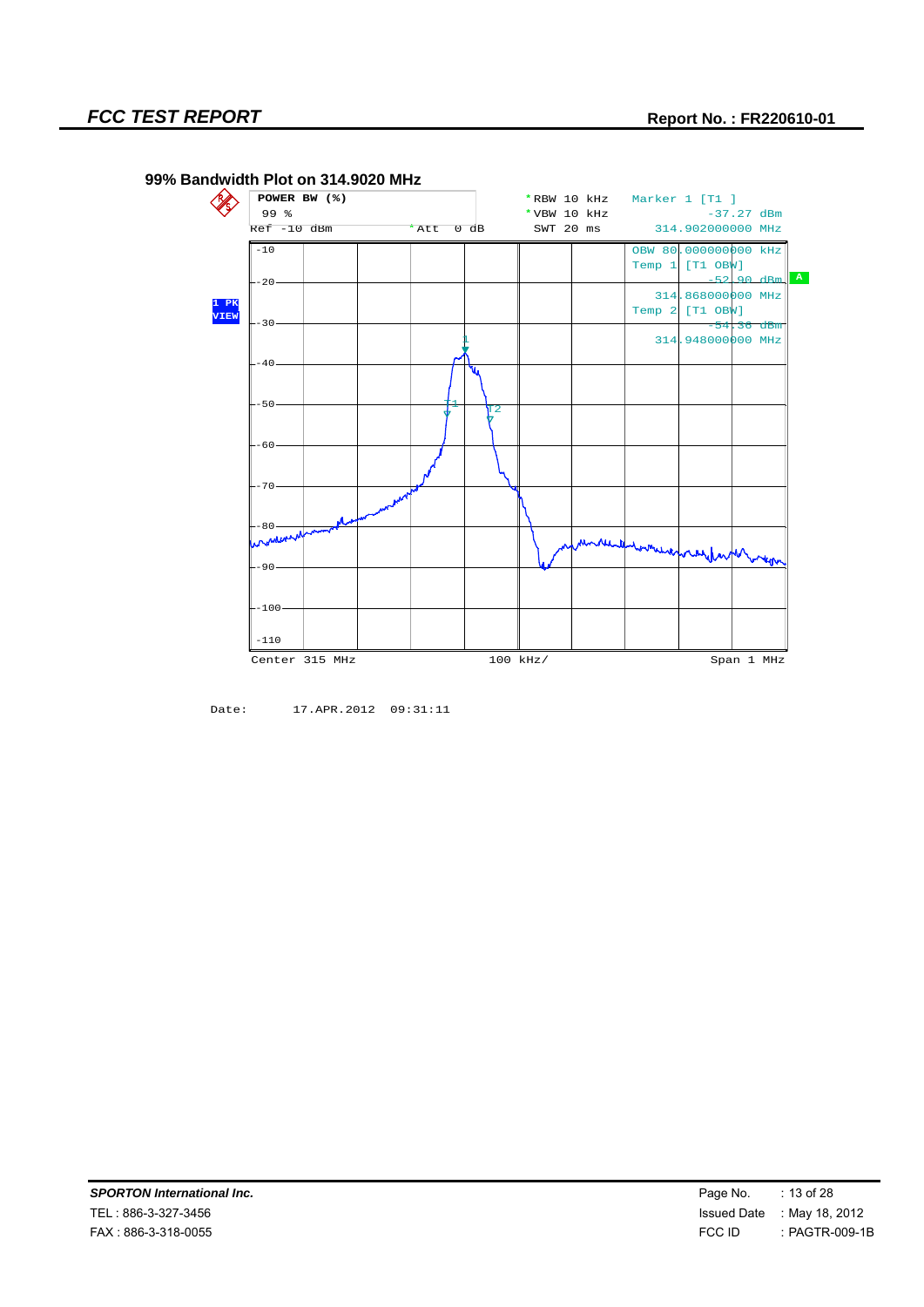**99% Bandwidth Plot on 314.9020 MHz**

POWER BW (%)
99 %

*RBW 10 kHz
*VBW 10 kHz
SWT 20 ms

Marker 1 [T1 ]
-37.27 dBm
314.902000000 MHz

Ref -10 dBm
*Att 0 dB

OBW 80.000000000 kHz
Temp 1 [T1 OBW]
-52.90 dBm
314.868000000 MHz
Temp 2 [T1 OBW]
-54.38 dBm
314.948000000 MHz

1 PK
VIEW

A

-10
-20
-30
-40
-50
-60
-70
-80
-90
-100
-110

Center 315 MHz    100 kHz/    Span 1 MHz

Date: 17.APR.2012 09:31:11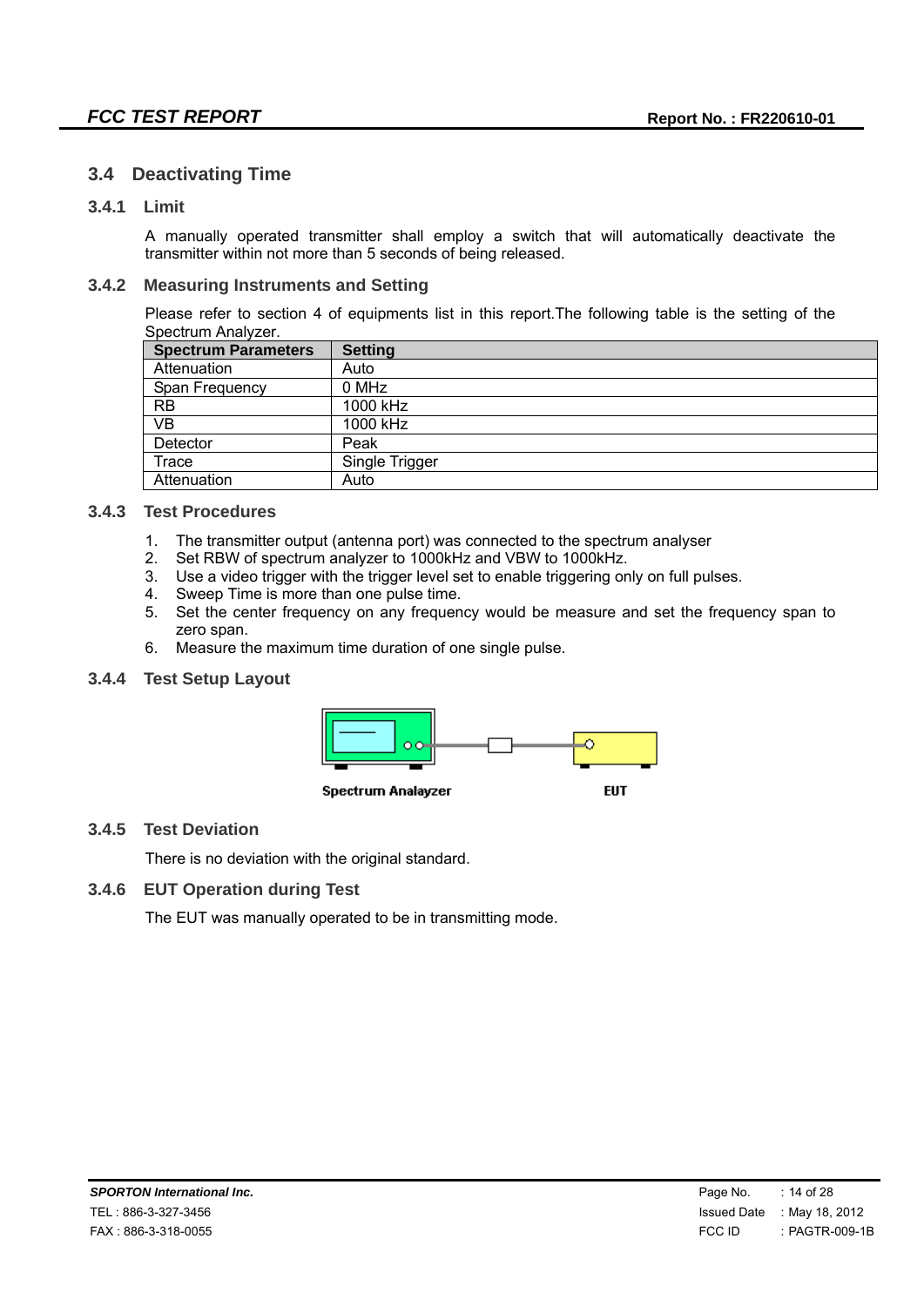## 3.4 Deactivating Time

### 3.4.1 Limit

A manually operated transmitter shall employ a switch that will automatically deactivate the transmitter within not more than 5 seconds of being released.

### 3.4.2 Measuring Instruments and Setting

Please refer to section 4 of equipments list in this report.The following table is the setting of the Spectrum Analyzer.

| Spectrum Parameters | Setting |
|---|---|
| Attenuation | Auto |
| Span Frequency | 0 MHz |
| RB | 1000 kHz |
| VB | 1000 kHz |
| Detector | Peak |
| Trace | Single Trigger |
| Attenuation | Auto |

### 3.4.3 Test Procedures

1. The transmitter output (antenna port) was connected to the spectrum analyser
2. Set RBW of spectrum analyzer to 1000kHz and VBW to 1000kHz.
3. Use a video trigger with the trigger level set to enable triggering only on full pulses.
4. Sweep Time is more than one pulse time.
5. Set the center frequency on any frequency would be measure and set the frequency span to zero span.
6. Measure the maximum time duration of one single pulse.

### 3.4.4 Test Setup Layout

Spectrum Analayzer EUT

### 3.4.5 Test Deviation

There is no deviation with the original standard.

### 3.4.6 EUT Operation during Test

The EUT was manually operated to be in transmitting mode.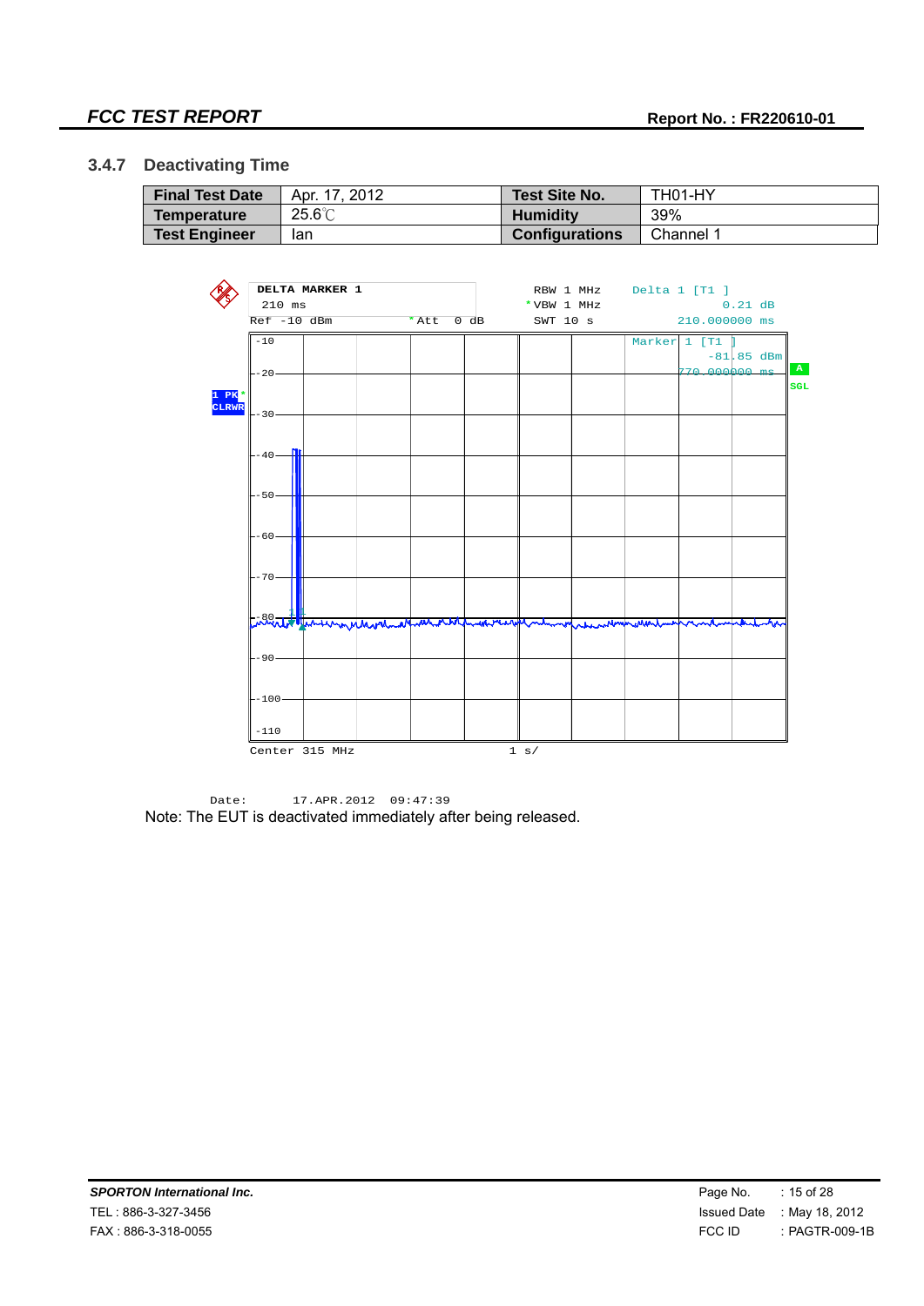### 3.4.7 Deactivating Time

| Final Test Date | Apr. 17, 2012 | Test Site No. | TH01-HY |
|---|---|---|---|
| Temperature | 25.6℃ | Humidity | 39% |
| Test Engineer | Ian | Configurations | Channel 1 |

```
DELTA MARKER 1                     RBW 1 MHz    Delta 1 [T1 ]
 210 ms                           *VBW 1 MHz            0.21 dB
Ref -10 dBm          *Att  0 dB    SWT 10 s        210.000000 ms

Marker 1 [T1 ]
      -81.85 dBm
   770.000000 ms

1 PK
CLRWR

A
SGL

Center 315 MHz                1 s/

Date:      17.APR.2012  09:47:39
```

Note: The EUT is deactivated immediately after being released.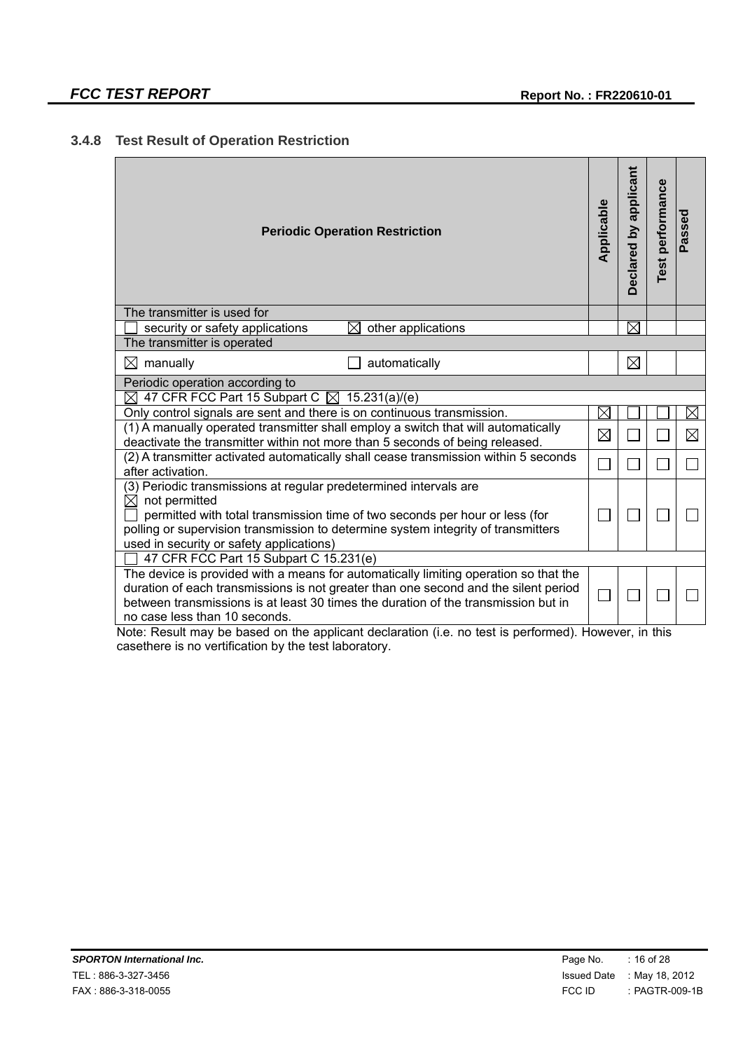### 3.4.8 Test Result of Operation Restriction

| Periodic Operation Restriction | Applicable | Declared by applicant | Test performance | Passed |
|---|---|---|---|---|
| The transmitter is used for | | | | |
| ☐ security or safety applications ☒ other applications | | ☒ | | |
| The transmitter is operated | | | | |
| ☒ manually ☐ automatically | | ☒ | | |
| Periodic operation according to | | | | |
| ☒ 47 CFR FCC Part 15 Subpart C ☒ 15.231(a)/(e) | | | | |
| Only control signals are sent and there is on continuous transmission. | ☒ | ☐ | ☐ | ☒ |
| (1) A manually operated transmitter shall employ a switch that will automatically deactivate the transmitter within not more than 5 seconds of being released. | ☒ | ☐ | ☐ | ☒ |
| (2) A transmitter activated automatically shall cease transmission within 5 seconds after activation. | ☐ | ☐ | ☐ | ☐ |
| (3) Periodic transmissions at regular predetermined intervals are<br>☒ not permitted<br>☐ permitted with total transmission time of two seconds per hour or less (for polling or supervision transmission to determine system integrity of transmitters used in security or safety applications) | ☐ | ☐ | ☐ | ☐ |
| ☐ 47 CFR FCC Part 15 Subpart C 15.231(e) | | | | |
| The device is provided with a means for automatically limiting operation so that the duration of each transmissions is not greater than one second and the silent period between transmissions is at least 30 times the duration of the transmission but in no case less than 10 seconds. | ☐ | ☐ | ☐ | ☐ |

Note: Result may be based on the applicant declaration (i.e. no test is performed). However, in this casethere is no vertification by the test laboratory.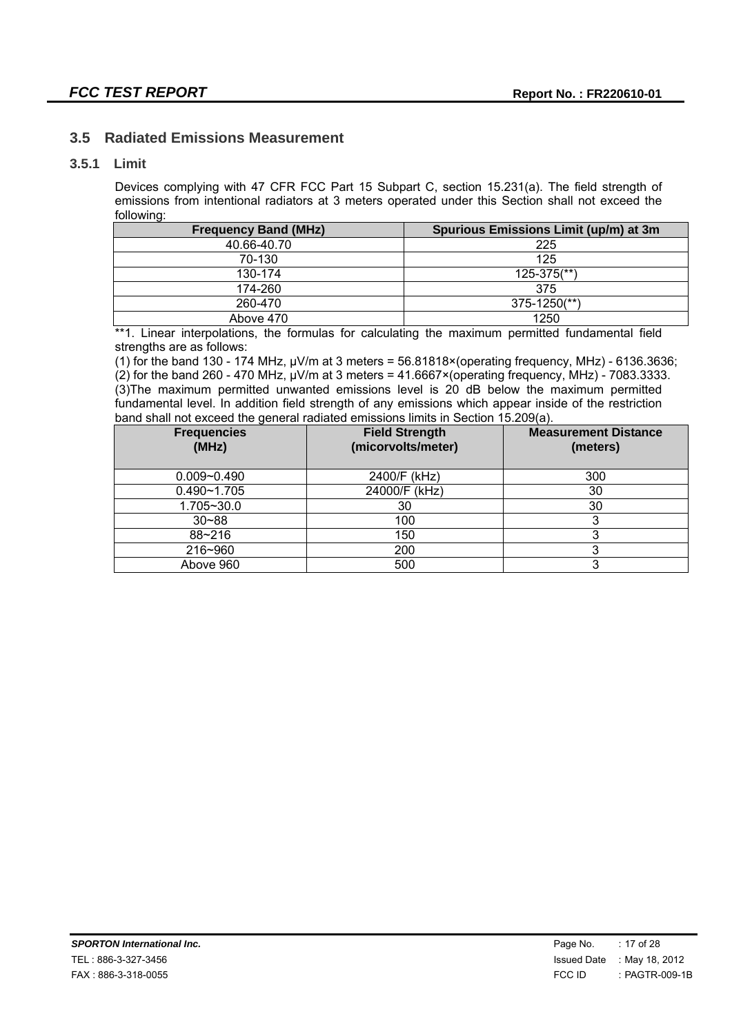## 3.5 Radiated Emissions Measurement

### 3.5.1 Limit

Devices complying with 47 CFR FCC Part 15 Subpart C, section 15.231(a). The field strength of emissions from intentional radiators at 3 meters operated under this Section shall not exceed the following:

| Frequency Band (MHz) | Spurious Emissions Limit (up/m) at 3m |
|---|---|
| 40.66-40.70 | 225 |
| 70-130 | 125 |
| 130-174 | 125-375(**) |
| 174-260 | 375 |
| 260-470 | 375-1250(**) |
| Above 470 | 1250 |

**1. Linear interpolations, the formulas for calculating the maximum permitted fundamental field strengths are as follows:

(1) for the band 130 - 174 MHz, μV/m at 3 meters = 56.81818×(operating frequency, MHz) - 6136.3636;
(2) for the band 260 - 470 MHz, μV/m at 3 meters = 41.6667×(operating frequency, MHz) - 7083.3333.
(3)The maximum permitted unwanted emissions level is 20 dB below the maximum permitted fundamental level. In addition field strength of any emissions which appear inside of the restriction band shall not exceed the general radiated emissions limits in Section 15.209(a).

| Frequencies (MHz) | Field Strength (micorvolts/meter) | Measurement Distance (meters) |
|---|---|---|
| 0.009~0.490 | 2400/F (kHz) | 300 |
| 0.490~1.705 | 24000/F (kHz) | 30 |
| 1.705~30.0 | 30 | 30 |
| 30~88 | 100 | 3 |
| 88~216 | 150 | 3 |
| 216~960 | 200 | 3 |
| Above 960 | 500 | 3 |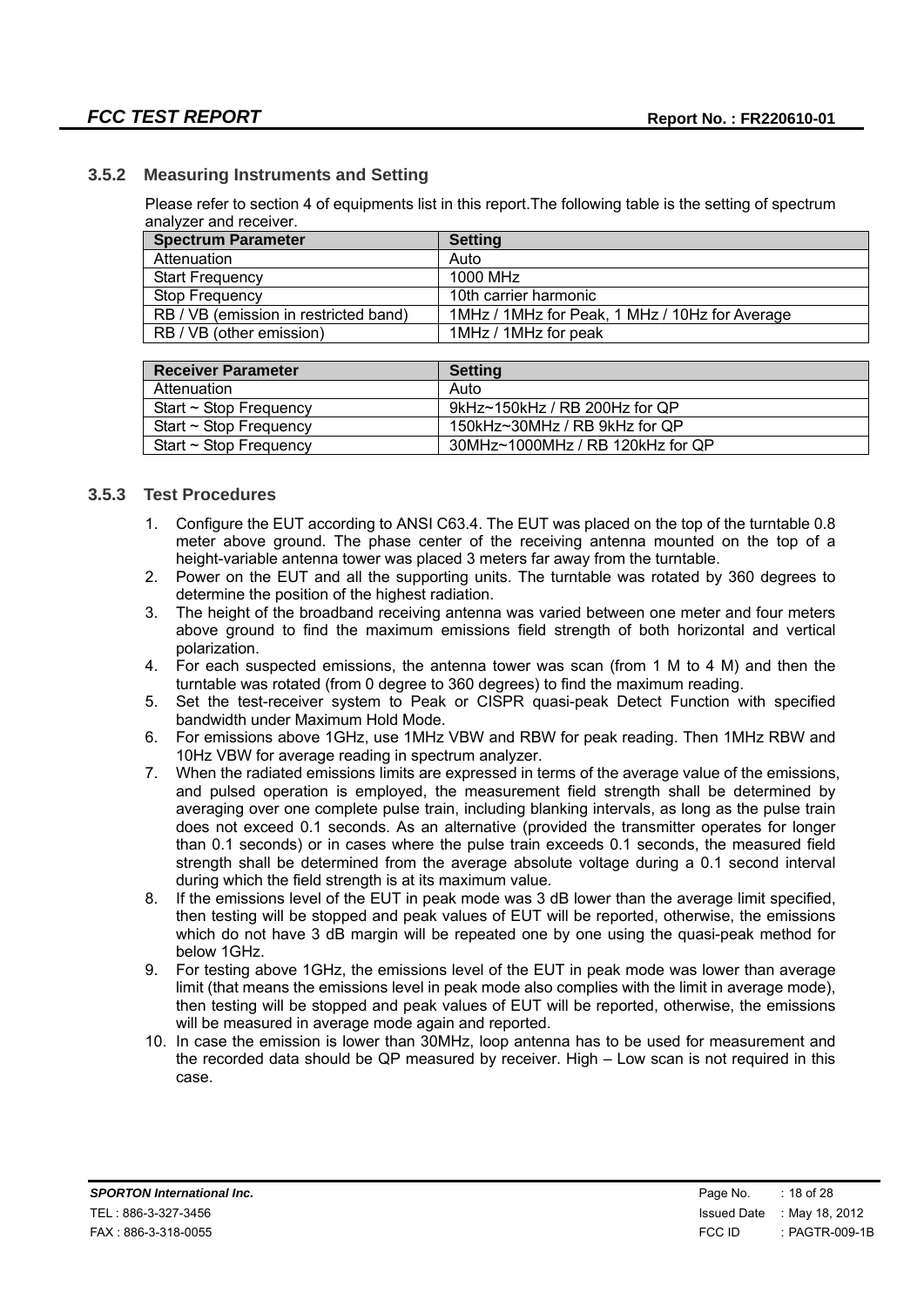### 3.5.2 Measuring Instruments and Setting

Please refer to section 4 of equipments list in this report.The following table is the setting of spectrum analyzer and receiver.

| Spectrum Parameter | Setting |
|---|---|
| Attenuation | Auto |
| Start Frequency | 1000 MHz |
| Stop Frequency | 10th carrier harmonic |
| RB / VB (emission in restricted band) | 1MHz / 1MHz for Peak, 1 MHz / 10Hz for Average |
| RB / VB (other emission) | 1MHz / 1MHz for peak |

| Receiver Parameter | Setting |
|---|---|
| Attenuation | Auto |
| Start ~ Stop Frequency | 9kHz~150kHz / RB 200Hz for QP |
| Start ~ Stop Frequency | 150kHz~30MHz / RB 9kHz for QP |
| Start ~ Stop Frequency | 30MHz~1000MHz / RB 120kHz for QP |

### 3.5.3 Test Procedures

1. Configure the EUT according to ANSI C63.4. The EUT was placed on the top of the turntable 0.8 meter above ground. The phase center of the receiving antenna mounted on the top of a height-variable antenna tower was placed 3 meters far away from the turntable.
2. Power on the EUT and all the supporting units. The turntable was rotated by 360 degrees to determine the position of the highest radiation.
3. The height of the broadband receiving antenna was varied between one meter and four meters above ground to find the maximum emissions field strength of both horizontal and vertical polarization.
4. For each suspected emissions, the antenna tower was scan (from 1 M to 4 M) and then the turntable was rotated (from 0 degree to 360 degrees) to find the maximum reading.
5. Set the test-receiver system to Peak or CISPR quasi-peak Detect Function with specified bandwidth under Maximum Hold Mode.
6. For emissions above 1GHz, use 1MHz VBW and RBW for peak reading. Then 1MHz RBW and 10Hz VBW for average reading in spectrum analyzer.
7. When the radiated emissions limits are expressed in terms of the average value of the emissions, and pulsed operation is employed, the measurement field strength shall be determined by averaging over one complete pulse train, including blanking intervals, as long as the pulse train does not exceed 0.1 seconds. As an alternative (provided the transmitter operates for longer than 0.1 seconds) or in cases where the pulse train exceeds 0.1 seconds, the measured field strength shall be determined from the average absolute voltage during a 0.1 second interval during which the field strength is at its maximum value.
8. If the emissions level of the EUT in peak mode was 3 dB lower than the average limit specified, then testing will be stopped and peak values of EUT will be reported, otherwise, the emissions which do not have 3 dB margin will be repeated one by one using the quasi-peak method for below 1GHz.
9. For testing above 1GHz, the emissions level of the EUT in peak mode was lower than average limit (that means the emissions level in peak mode also complies with the limit in average mode), then testing will be stopped and peak values of EUT will be reported, otherwise, the emissions will be measured in average mode again and reported.
10. In case the emission is lower than 30MHz, loop antenna has to be used for measurement and the recorded data should be QP measured by receiver. High – Low scan is not required in this case.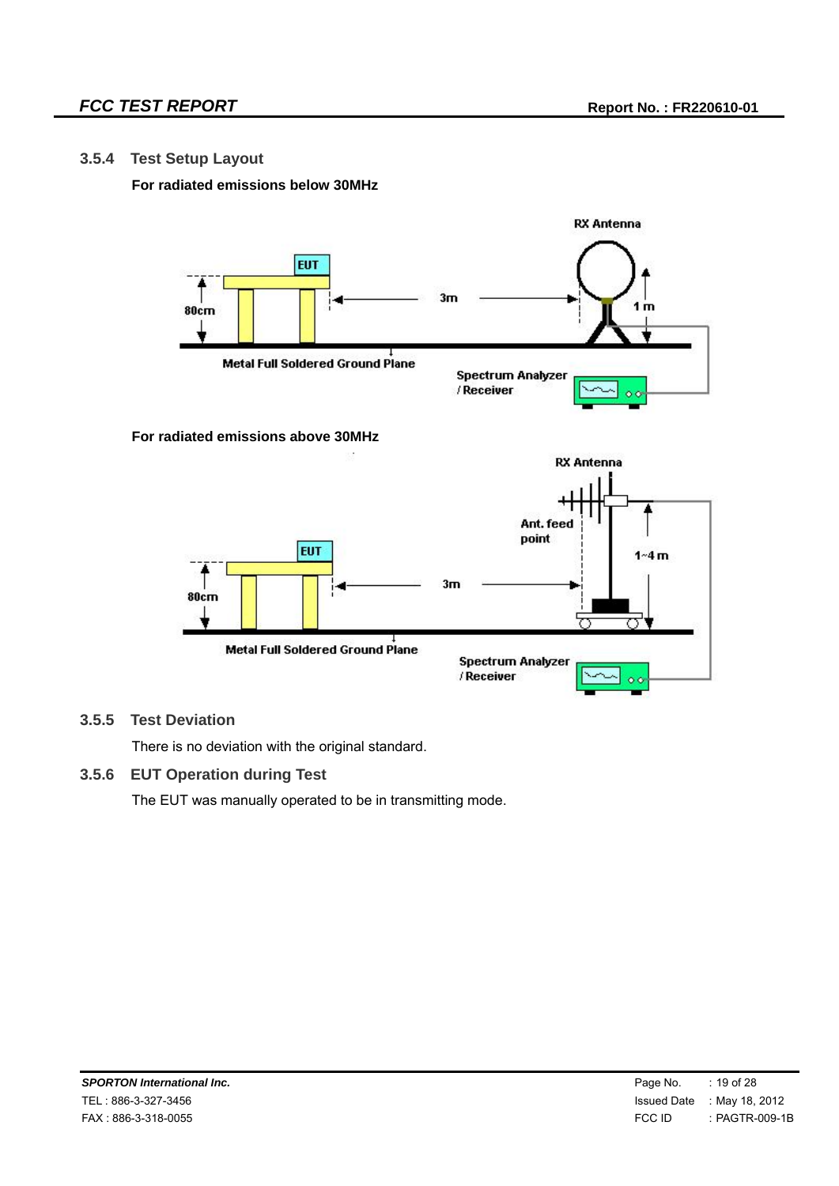### 3.5.4 Test Setup Layout

**For radiated emissions below 30MHz**

**For radiated emissions above 30MHz**

### 3.5.5 Test Deviation

There is no deviation with the original standard.

### 3.5.6 EUT Operation during Test

The EUT was manually operated to be in transmitting mode.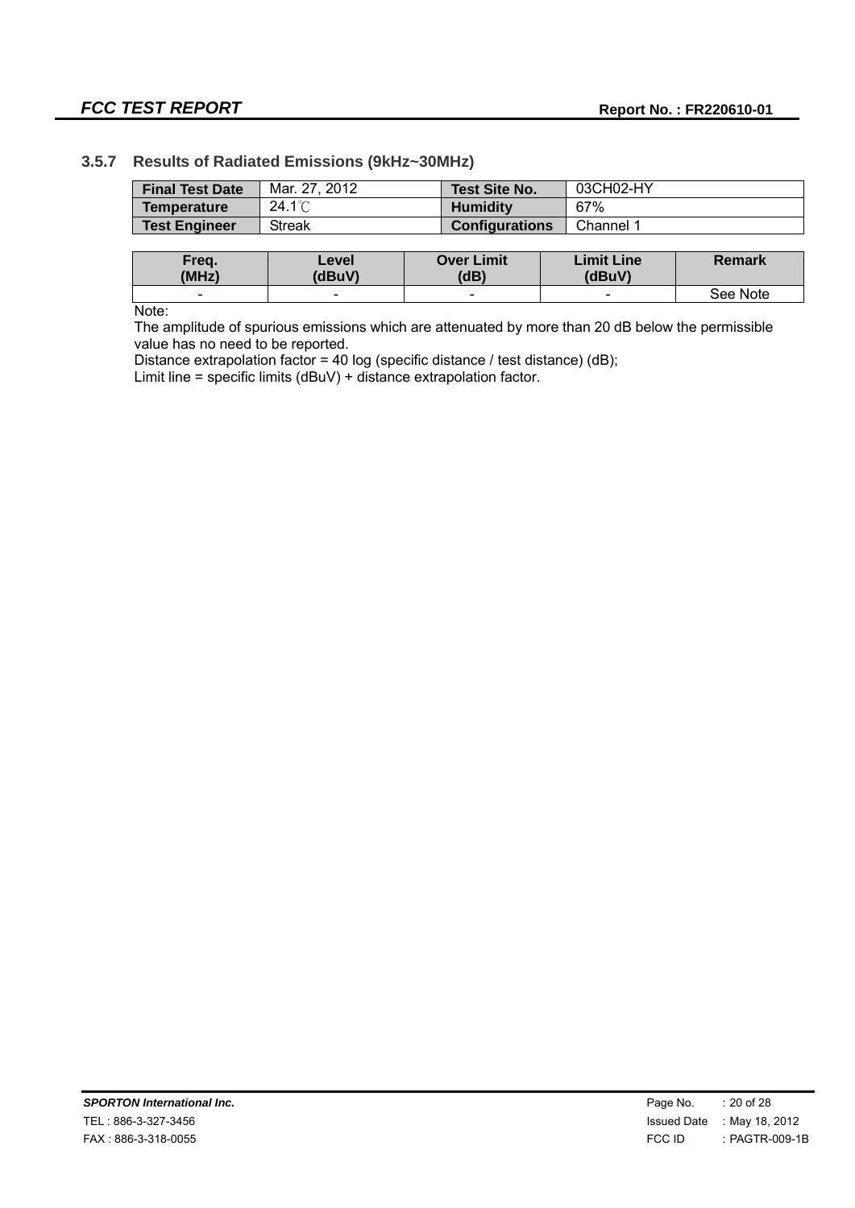### 3.5.7 Results of Radiated Emissions (9kHz~30MHz)

| Final Test Date | Mar. 27, 2012 | Test Site No. | 03CH02-HY |
|---|---|---|---|
| Temperature | 24.1℃ | Humidity | 67% |
| Test Engineer | Streak | Configurations | Channel 1 |

| Freq. (MHz) | Level (dBuV) | Over Limit (dB) | Limit Line (dBuV) | Remark |
|---|---|---|---|---|
| - | - | - | - | See Note |

Note:

The amplitude of spurious emissions which are attenuated by more than 20 dB below the permissible value has no need to be reported.

Distance extrapolation factor = 40 log (specific distance / test distance) (dB);

Limit line = specific limits (dBuV) + distance extrapolation factor.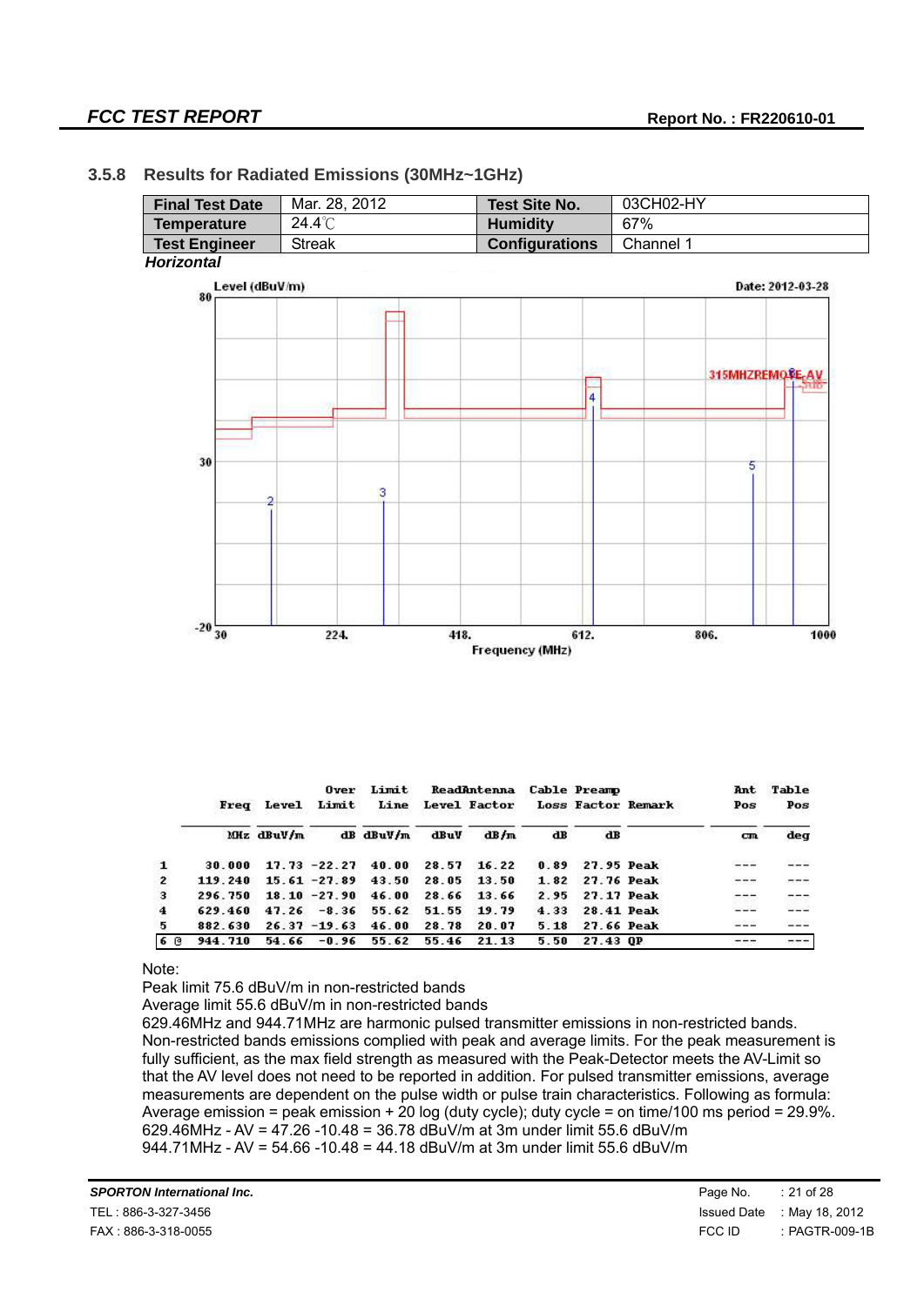### 3.5.8 Results for Radiated Emissions (30MHz~1GHz)

| Final Test Date | Mar. 28, 2012 | Test Site No. | 03CH02-HY |
|---|---|---|---|
| Temperature | 24.4℃ | Humidity | 67% |
| Test Engineer | Streak | Configurations | Channel 1 |

***Horizontal***

| | Freq | Level | Over Limit | Limit Line | Read Level | Antenna Factor | Cable Loss | Preamp Factor | Remark | Ant Pos | Table Pos |
|---|---|---|---|---|---|---|---|---|---|---|---|
| | MHz | dBuV/m | dB | dBuV/m | dBuV | dB/m | dB | dB | | cm | deg |
| 1 | 30.000 | 17.73 | -22.27 | 40.00 | 28.57 | 16.22 | 0.89 | 27.95 | Peak | --- | --- |
| 2 | 119.240 | 15.61 | -27.89 | 43.50 | 28.05 | 13.50 | 1.82 | 27.76 | Peak | --- | --- |
| 3 | 296.750 | 18.10 | -27.90 | 46.00 | 28.66 | 13.66 | 2.95 | 27.17 | Peak | --- | --- |
| 4 | 629.460 | 47.26 | -8.36 | 55.62 | 51.55 | 19.79 | 4.33 | 28.41 | Peak | --- | --- |
| 5 | 882.630 | 26.37 | -19.63 | 46.00 | 28.78 | 20.07 | 5.18 | 27.66 | Peak | --- | --- |
| 6 @ | 944.710 | 54.66 | -0.96 | 55.62 | 55.46 | 21.13 | 5.50 | 27.43 | QP | --- | --- |

Note:
Peak limit 75.6 dBuV/m in non-restricted bands
Average limit 55.6 dBuV/m in non-restricted bands
629.46MHz and 944.71MHz are harmonic pulsed transmitter emissions in non-restricted bands.
Non-restricted bands emissions complied with peak and average limits. For the peak measurement is fully sufficient, as the max field strength as measured with the Peak-Detector meets the AV-Limit so that the AV level does not need to be reported in addition. For pulsed transmitter emissions, average measurements are dependent on the pulse width or pulse train characteristics. Following as formula: Average emission = peak emission + 20 log (duty cycle); duty cycle = on time/100 ms period = 29.9%.
629.46MHz - AV = 47.26 -10.48 = 36.78 dBuV/m at 3m under limit 55.6 dBuV/m
944.71MHz - AV = 54.66 -10.48 = 44.18 dBuV/m at 3m under limit 55.6 dBuV/m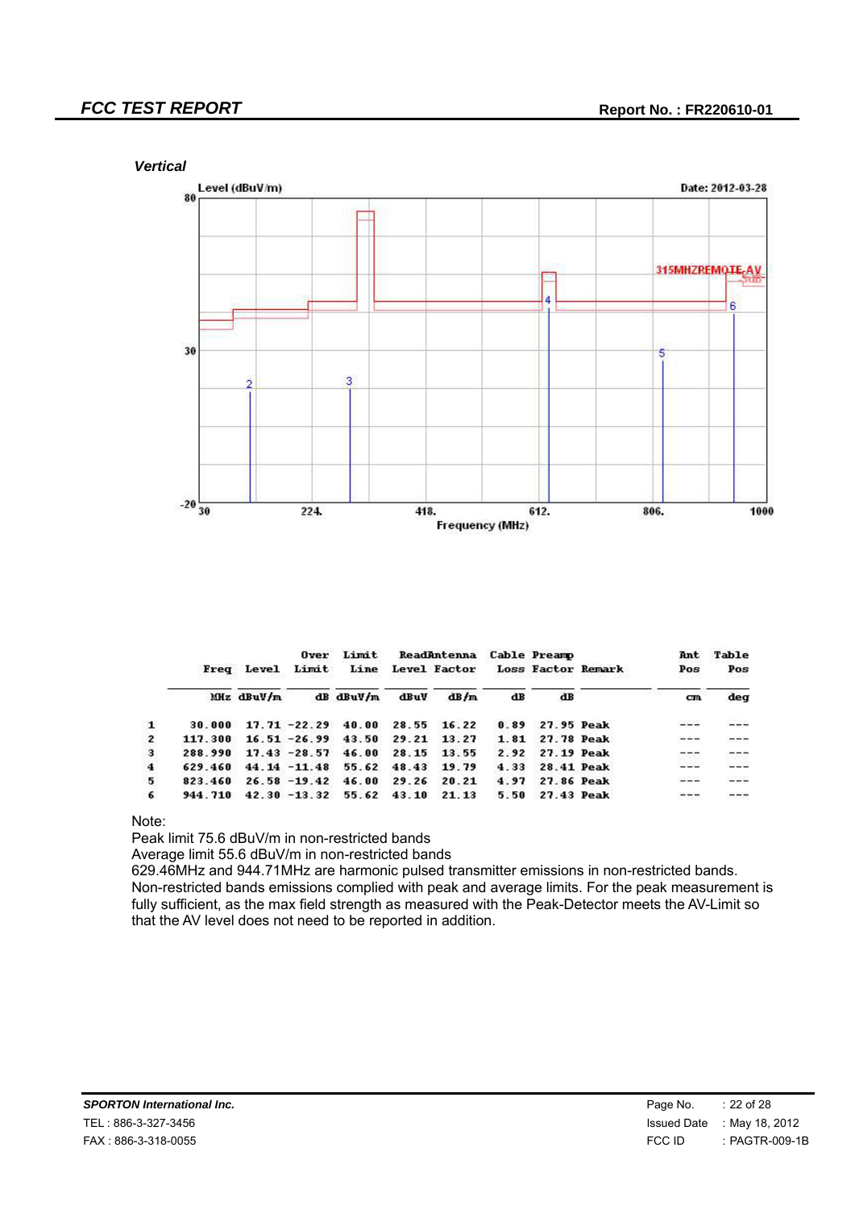*Vertical*

| | Freq | Level | Over Limit | Limit Line | Read Level | Antenna Factor | Cable Loss | Preamp Factor | Remark | Ant Pos | Table Pos |
|---|---|---|---|---|---|---|---|---|---|---|---|
| | MHz | dBuV/m | dB | dBuV/m | dBuV | dB/m | dB | dB | | cm | deg |
| 1 | 30.000 | 17.71 | -22.29 | 40.00 | 28.55 | 16.22 | 0.89 | 27.95 | Peak | --- | --- |
| 2 | 117.300 | 16.51 | -26.99 | 43.50 | 29.21 | 13.27 | 1.81 | 27.78 | Peak | --- | --- |
| 3 | 288.990 | 17.43 | -28.57 | 46.00 | 28.15 | 13.55 | 2.92 | 27.19 | Peak | --- | --- |
| 4 | 629.460 | 44.14 | -11.48 | 55.62 | 48.43 | 19.79 | 4.33 | 28.41 | Peak | --- | --- |
| 5 | 823.460 | 26.58 | -19.42 | 46.00 | 29.26 | 20.21 | 4.97 | 27.86 | Peak | --- | --- |
| 6 | 944.710 | 42.30 | -13.32 | 55.62 | 43.10 | 21.13 | 5.50 | 27.43 | Peak | --- | --- |

Note:
Peak limit 75.6 dBuV/m in non-restricted bands
Average limit 55.6 dBuV/m in non-restricted bands
629.46MHz and 944.71MHz are harmonic pulsed transmitter emissions in non-restricted bands.
Non-restricted bands emissions complied with peak and average limits. For the peak measurement is fully sufficient, as the max field strength as measured with the Peak-Detector meets the AV-Limit so that the AV level does not need to be reported in addition.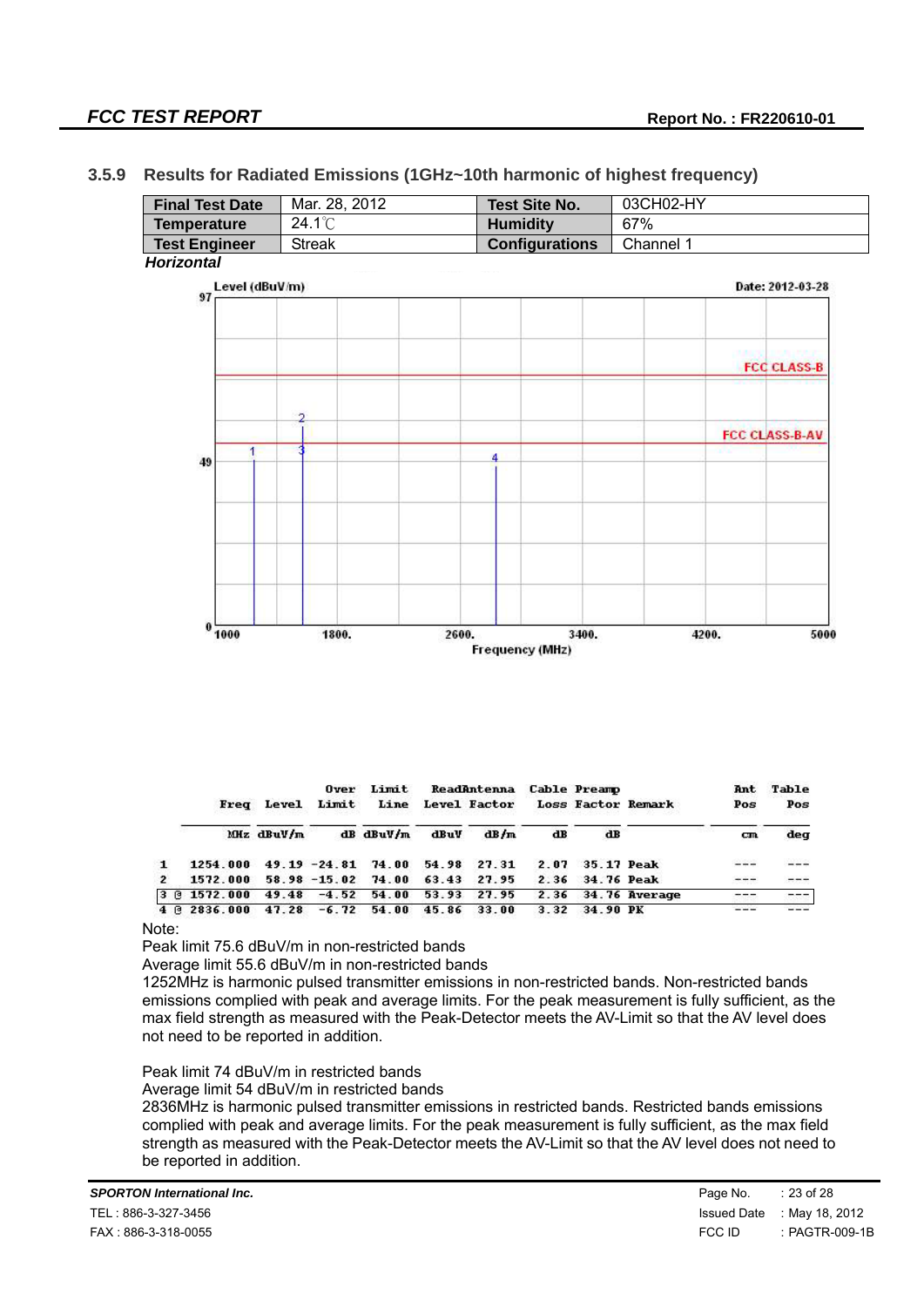### 3.5.9 Results for Radiated Emissions (1GHz~10th harmonic of highest frequency)

| Final Test Date | Mar. 28, 2012 | Test Site No. | 03CH02-HY |
|---|---|---|---|
| Temperature | 24.1℃ | Humidity | 67% |
| Test Engineer | Streak | Configurations | Channel 1 |

***Horizontal***

| | Freq | Level | Over Limit | Limit Line | Read Level | Antenna Factor | Cable Loss | Preamp Factor | Remark | Ant Pos | Table Pos |
|---|---|---|---|---|---|---|---|---|---|---|---|
| | MHz | dBuV/m | dB | dBuV/m | dBuV | dB/m | dB | dB | | cm | deg |
| 1 | 1254.000 | 49.19 | -24.81 | 74.00 | 54.98 | 27.31 | 2.07 | 35.17 | Peak | --- | --- |
| 2 | 1572.000 | 58.98 | -15.02 | 74.00 | 63.43 | 27.95 | 2.36 | 34.76 | Peak | --- | --- |
| 3 @ | 1572.000 | 49.48 | -4.52 | 54.00 | 53.93 | 27.95 | 2.36 | 34.76 | Average | --- | --- |
| 4 @ | 2836.000 | 47.28 | -6.72 | 54.00 | 45.86 | 33.00 | 3.32 | 34.90 | PK | --- | --- |

Note:

Peak limit 75.6 dBuV/m in non-restricted bands

Average limit 55.6 dBuV/m in non-restricted bands

1252MHz is harmonic pulsed transmitter emissions in non-restricted bands. Non-restricted bands emissions complied with peak and average limits. For the peak measurement is fully sufficient, as the max field strength as measured with the Peak-Detector meets the AV-Limit so that the AV level does not need to be reported in addition.

Peak limit 74 dBuV/m in restricted bands

Average limit 54 dBuV/m in restricted bands

2836MHz is harmonic pulsed transmitter emissions in restricted bands. Restricted bands emissions complied with peak and average limits. For the peak measurement is fully sufficient, as the max field strength as measured with the Peak-Detector meets the AV-Limit so that the AV level does not need to be reported in addition.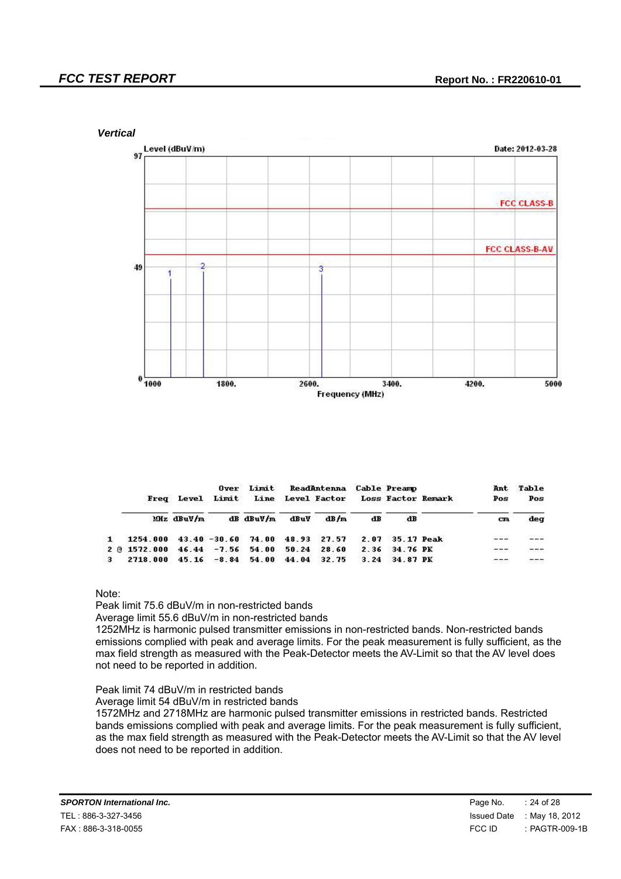*Vertical*

| | Freq | Level | Over Limit | Limit Line | Read Level | Antenna Factor | Cable Loss | Preamp Factor | Remark | Ant Pos | Table Pos |
|---|---|---|---|---|---|---|---|---|---|---|---|
| | MHz | dBuV/m | dB | dBuV/m | dBuV | dB/m | dB | dB | | cm | deg |
| 1 | 1254.000 | 43.40 | -30.60 | 74.00 | 48.93 | 27.57 | 2.07 | 35.17 | Peak | --- | --- |
| 2 @ | 1572.000 | 46.44 | -7.56 | 54.00 | 50.24 | 28.60 | 2.36 | 34.76 | PK | --- | --- |
| 3 | 2718.000 | 45.16 | -8.84 | 54.00 | 44.04 | 32.75 | 3.24 | 34.87 | PK | --- | --- |

Note:
Peak limit 75.6 dBuV/m in non-restricted bands
Average limit 55.6 dBuV/m in non-restricted bands
1252MHz is harmonic pulsed transmitter emissions in non-restricted bands. Non-restricted bands emissions complied with peak and average limits. For the peak measurement is fully sufficient, as the max field strength as measured with the Peak-Detector meets the AV-Limit so that the AV level does not need to be reported in addition.

Peak limit 74 dBuV/m in restricted bands
Average limit 54 dBuV/m in restricted bands
1572MHz and 2718MHz are harmonic pulsed transmitter emissions in restricted bands. Restricted bands emissions complied with peak and average limits. For the peak measurement is fully sufficient, as the max field strength as measured with the Peak-Detector meets the AV-Limit so that the AV level does not need to be reported in addition.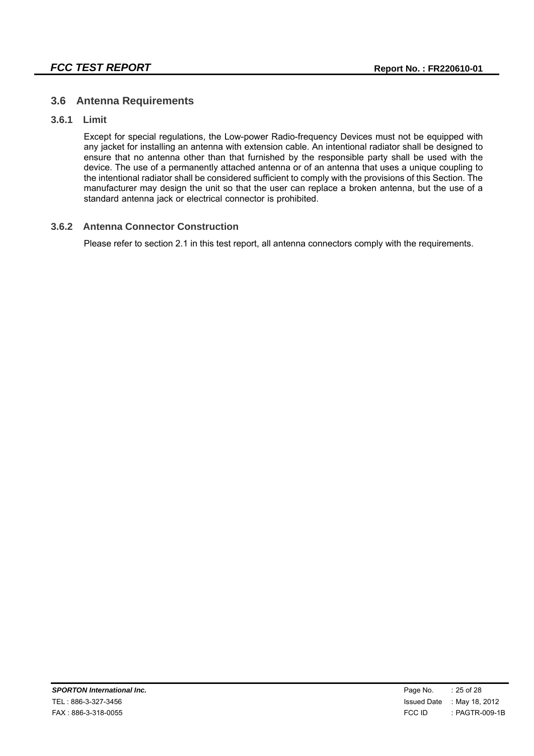## 3.6 Antenna Requirements

### 3.6.1 Limit

Except for special regulations, the Low-power Radio-frequency Devices must not be equipped with any jacket for installing an antenna with extension cable. An intentional radiator shall be designed to ensure that no antenna other than that furnished by the responsible party shall be used with the device. The use of a permanently attached antenna or of an antenna that uses a unique coupling to the intentional radiator shall be considered sufficient to comply with the provisions of this Section. The manufacturer may design the unit so that the user can replace a broken antenna, but the use of a standard antenna jack or electrical connector is prohibited.

### 3.6.2 Antenna Connector Construction

Please refer to section 2.1 in this test report, all antenna connectors comply with the requirements.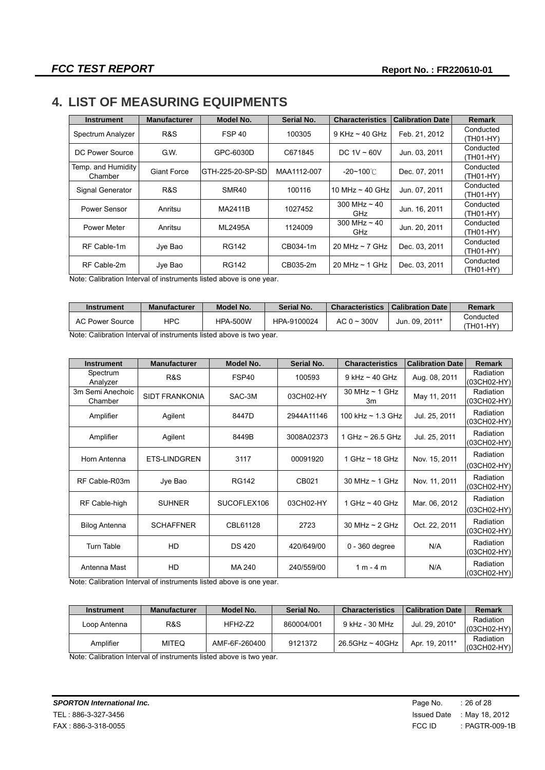# 4. LIST OF MEASURING EQUIPMENTS

| Instrument | Manufacturer | Model No. | Serial No. | Characteristics | Calibration Date | Remark |
|---|---|---|---|---|---|---|
| Spectrum Analyzer | R&S | FSP 40 | 100305 | 9 KHz ~ 40 GHz | Feb. 21, 2012 | Conducted (TH01-HY) |
| DC Power Source | G.W. | GPC-6030D | C671845 | DC 1V ~ 60V | Jun. 03, 2011 | Conducted (TH01-HY) |
| Temp. and Humidity Chamber | Giant Force | GTH-225-20-SP-SD | MAA1112-007 | -20~100℃ | Dec. 07, 2011 | Conducted (TH01-HY) |
| Signal Generator | R&S | SMR40 | 100116 | 10 MHz ~ 40 GHz | Jun. 07, 2011 | Conducted (TH01-HY) |
| Power Sensor | Anritsu | MA2411B | 1027452 | 300 MHz ~ 40 GHz | Jun. 16, 2011 | Conducted (TH01-HY) |
| Power Meter | Anritsu | ML2495A | 1124009 | 300 MHz ~ 40 GHz | Jun. 20, 2011 | Conducted (TH01-HY) |
| RF Cable-1m | Jye Bao | RG142 | CB034-1m | 20 MHz ~ 7 GHz | Dec. 03, 2011 | Conducted (TH01-HY) |
| RF Cable-2m | Jye Bao | RG142 | CB035-2m | 20 MHz ~ 1 GHz | Dec. 03, 2011 | Conducted (TH01-HY) |

Note: Calibration Interval of instruments listed above is one year.

| Instrument | Manufacturer | Model No. | Serial No. | Characteristics | Calibration Date | Remark |
|---|---|---|---|---|---|---|
| AC Power Source | HPC | HPA-500W | HPA-9100024 | AC 0 ~ 300V | Jun. 09, 2011* | Conducted (TH01-HY) |

Note: Calibration Interval of instruments listed above is two year.

| Instrument | Manufacturer | Model No. | Serial No. | Characteristics | Calibration Date | Remark |
|---|---|---|---|---|---|---|
| Spectrum Analyzer | R&S | FSP40 | 100593 | 9 kHz ~ 40 GHz | Aug. 08, 2011 | Radiation (03CH02-HY) |
| 3m Semi Anechoic Chamber | SIDT FRANKONIA | SAC-3M | 03CH02-HY | 30 MHz ~ 1 GHz 3m | May 11, 2011 | Radiation (03CH02-HY) |
| Amplifier | Agilent | 8447D | 2944A11146 | 100 kHz ~ 1.3 GHz | Jul. 25, 2011 | Radiation (03CH02-HY) |
| Amplifier | Agilent | 8449B | 3008A02373 | 1 GHz ~ 26.5 GHz | Jul. 25, 2011 | Radiation (03CH02-HY) |
| Horn Antenna | ETS-LINDGREN | 3117 | 00091920 | 1 GHz ~ 18 GHz | Nov. 15, 2011 | Radiation (03CH02-HY) |
| RF Cable-R03m | Jye Bao | RG142 | CB021 | 30 MHz ~ 1 GHz | Nov. 11, 2011 | Radiation (03CH02-HY) |
| RF Cable-high | SUHNER | SUCOFLEX106 | 03CH02-HY | 1 GHz ~ 40 GHz | Mar. 06, 2012 | Radiation (03CH02-HY) |
| Bilog Antenna | SCHAFFNER | CBL61128 | 2723 | 30 MHz ~ 2 GHz | Oct. 22, 2011 | Radiation (03CH02-HY) |
| Turn Table | HD | DS 420 | 420/649/00 | 0 - 360 degree | N/A | Radiation (03CH02-HY) |
| Antenna Mast | HD | MA 240 | 240/559/00 | 1 m - 4 m | N/A | Radiation (03CH02-HY) |

Note: Calibration Interval of instruments listed above is one year.

| Instrument | Manufacturer | Model No. | Serial No. | Characteristics | Calibration Date | Remark |
|---|---|---|---|---|---|---|
| Loop Antenna | R&S | HFH2-Z2 | 860004/001 | 9 kHz - 30 MHz | Jul. 29, 2010* | Radiation (03CH02-HY) |
| Amplifier | MITEQ | AMF-6F-260400 | 9121372 | 26.5GHz ~ 40GHz | Apr. 19, 2011* | Radiation (03CH02-HY) |

Note: Calibration Interval of instruments listed above is two year.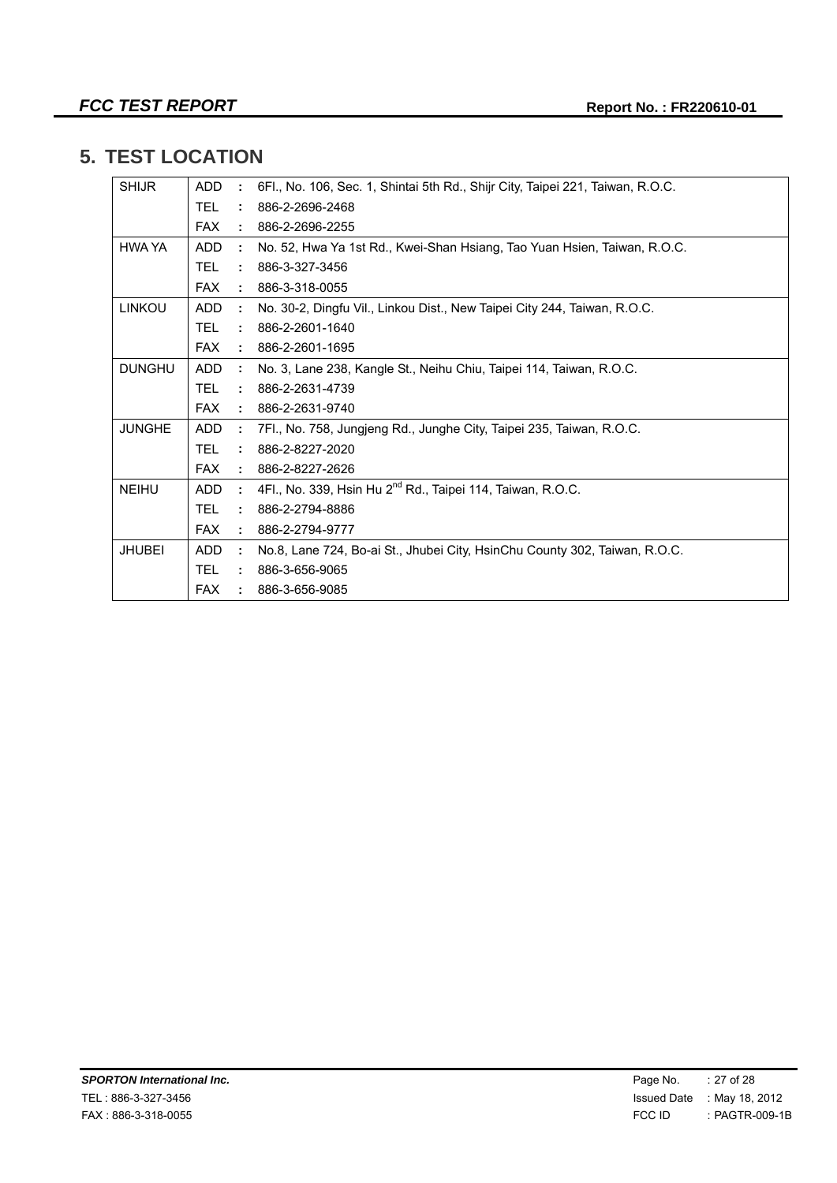# 5. TEST LOCATION

| | | | |
|---|---|---|---|
| SHIJR | ADD | : | 6Fl., No. 106, Sec. 1, Shintai 5th Rd., Shijr City, Taipei 221, Taiwan, R.O.C. |
| | TEL | : | 886-2-2696-2468 |
| | FAX | : | 886-2-2696-2255 |
| HWA YA | ADD | : | No. 52, Hwa Ya 1st Rd., Kwei-Shan Hsiang, Tao Yuan Hsien, Taiwan, R.O.C. |
| | TEL | : | 886-3-327-3456 |
| | FAX | : | 886-3-318-0055 |
| LINKOU | ADD | : | No. 30-2, Dingfu Vil., Linkou Dist., New Taipei City 244, Taiwan, R.O.C. |
| | TEL | : | 886-2-2601-1640 |
| | FAX | : | 886-2-2601-1695 |
| DUNGHU | ADD | : | No. 3, Lane 238, Kangle St., Neihu Chiu, Taipei 114, Taiwan, R.O.C. |
| | TEL | : | 886-2-2631-4739 |
| | FAX | : | 886-2-2631-9740 |
| JUNGHE | ADD | : | 7Fl., No. 758, Jungjeng Rd., Junghe City, Taipei 235, Taiwan, R.O.C. |
| | TEL | : | 886-2-8227-2020 |
| | FAX | : | 886-2-8227-2626 |
| NEIHU | ADD | : | 4Fl., No. 339, Hsin Hu 2nd Rd., Taipei 114, Taiwan, R.O.C. |
| | TEL | : | 886-2-2794-8886 |
| | FAX | : | 886-2-2794-9777 |
| JHUBEI | ADD | : | No.8, Lane 724, Bo-ai St., Jhubei City, HsinChu County 302, Taiwan, R.O.C. |
| | TEL | : | 886-3-656-9065 |
| | FAX | : | 886-3-656-9085 |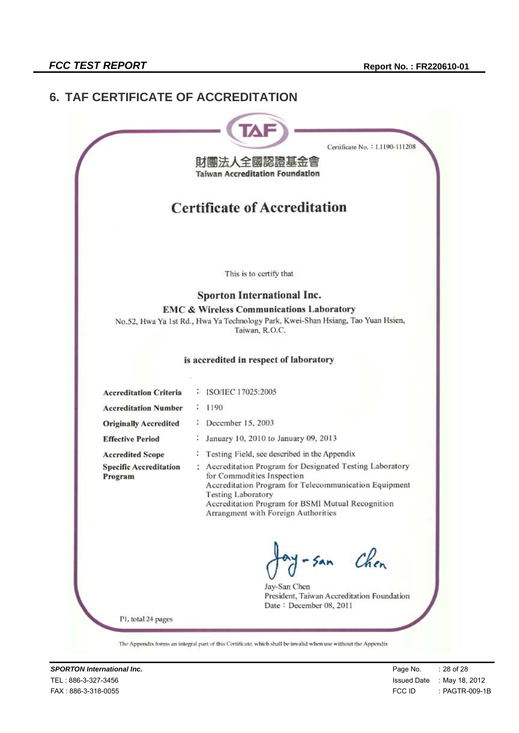## 6. TAF CERTIFICATE OF ACCREDITATION

TAF

Certificate No.：L1190-111208

財團法人全國認證基金會
Taiwan Accreditation Foundation

# Certificate of Accreditation

This is to certify that

**Sporton International Inc.**

**EMC & Wireless Communications Laboratory**

No.52, Hwa Ya 1st Rd., Hwa Ya Technology Park, Kwei-Shan Hsiang, Tao Yuan Hsien, Taiwan, R.O.C.

**is accredited in respect of laboratory**

| | | |
|---|---|---|
| **Accreditation Criteria** | : | ISO/IEC 17025:2005 |
| **Accreditation Number** | : | 1190 |
| **Originally Accredited** | : | December 15, 2003 |
| **Effective Period** | : | January 10, 2010 to January 09, 2013 |
| **Accredited Scope** | : | Testing Field, see described in the Appendix |
| **Specific Accreditation Program** | : | Accreditation Program for Designated Testing Laboratory for Commodities Inspection<br>Accreditation Program for Telecommunication Equipment Testing Laboratory<br>Accreditation Program for BSMI Mutual Recognition Arrangment with Foreign Authorities |

Jay-San Chen
President, Taiwan Accreditation Foundation
Date：December 08, 2011

P1, total 24 pages

The Appendix forms an integral part of this Certificate, which shall be invalid when use without the Appendix